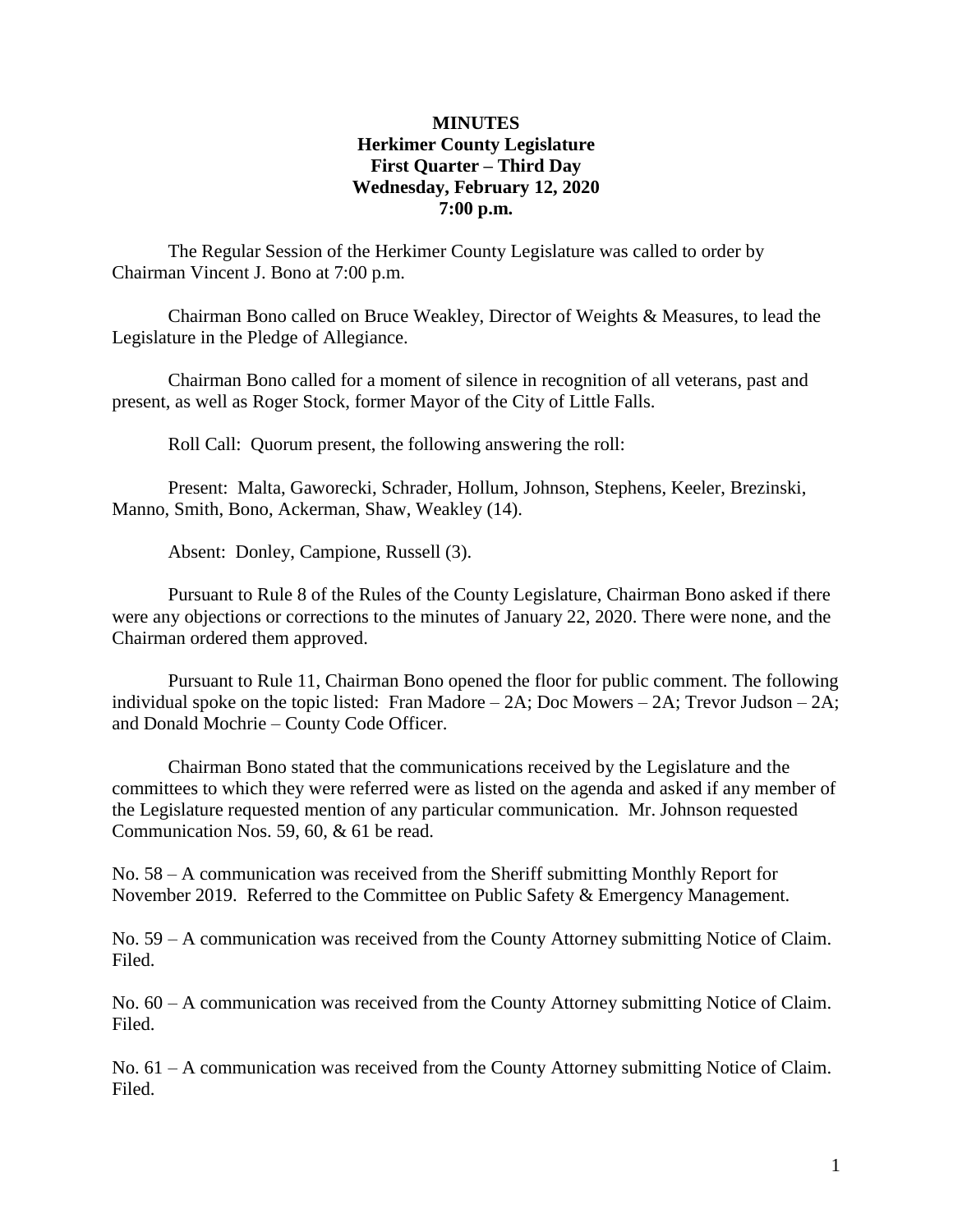**MINUTES**
**Herkimer County Legislature**
**First Quarter – Third Day**
**Wednesday, February 12, 2020**
**7:00 p.m.**

The Regular Session of the Herkimer County Legislature was called to order by Chairman Vincent J. Bono at 7:00 p.m.

Chairman Bono called on Bruce Weakley, Director of Weights & Measures, to lead the Legislature in the Pledge of Allegiance.

Chairman Bono called for a moment of silence in recognition of all veterans, past and present, as well as Roger Stock, former Mayor of the City of Little Falls.

Roll Call: Quorum present, the following answering the roll:

Present: Malta, Gaworecki, Schrader, Hollum, Johnson, Stephens, Keeler, Brezinski, Manno, Smith, Bono, Ackerman, Shaw, Weakley (14).

Absent: Donley, Campione, Russell (3).

Pursuant to Rule 8 of the Rules of the County Legislature, Chairman Bono asked if there were any objections or corrections to the minutes of January 22, 2020. There were none, and the Chairman ordered them approved.

Pursuant to Rule 11, Chairman Bono opened the floor for public comment. The following individual spoke on the topic listed: Fran Madore – 2A; Doc Mowers – 2A; Trevor Judson – 2A; and Donald Mochrie – County Code Officer.

Chairman Bono stated that the communications received by the Legislature and the committees to which they were referred were as listed on the agenda and asked if any member of the Legislature requested mention of any particular communication. Mr. Johnson requested Communication Nos. 59, 60, & 61 be read.

No. 58 – A communication was received from the Sheriff submitting Monthly Report for November 2019. Referred to the Committee on Public Safety & Emergency Management.

No. 59 – A communication was received from the County Attorney submitting Notice of Claim. Filed.

No. 60 – A communication was received from the County Attorney submitting Notice of Claim. Filed.

No. 61 – A communication was received from the County Attorney submitting Notice of Claim. Filed.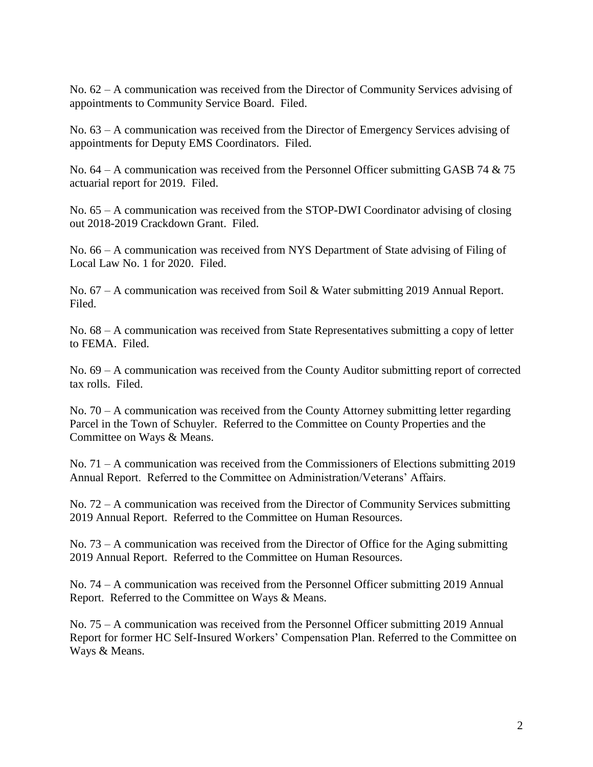No. 62 – A communication was received from the Director of Community Services advising of appointments to Community Service Board. Filed.

No. 63 – A communication was received from the Director of Emergency Services advising of appointments for Deputy EMS Coordinators. Filed.

No. 64 – A communication was received from the Personnel Officer submitting GASB 74 & 75 actuarial report for 2019. Filed.

No. 65 – A communication was received from the STOP-DWI Coordinator advising of closing out 2018-2019 Crackdown Grant. Filed.

No. 66 – A communication was received from NYS Department of State advising of Filing of Local Law No. 1 for 2020. Filed.

No. 67 – A communication was received from Soil & Water submitting 2019 Annual Report. Filed.

No. 68 – A communication was received from State Representatives submitting a copy of letter to FEMA. Filed.

No. 69 – A communication was received from the County Auditor submitting report of corrected tax rolls. Filed.

No. 70 – A communication was received from the County Attorney submitting letter regarding Parcel in the Town of Schuyler. Referred to the Committee on County Properties and the Committee on Ways & Means.

No. 71 – A communication was received from the Commissioners of Elections submitting 2019 Annual Report. Referred to the Committee on Administration/Veterans' Affairs.

No. 72 – A communication was received from the Director of Community Services submitting 2019 Annual Report. Referred to the Committee on Human Resources.

No. 73 – A communication was received from the Director of Office for the Aging submitting 2019 Annual Report. Referred to the Committee on Human Resources.

No. 74 – A communication was received from the Personnel Officer submitting 2019 Annual Report. Referred to the Committee on Ways & Means.

No. 75 – A communication was received from the Personnel Officer submitting 2019 Annual Report for former HC Self-Insured Workers' Compensation Plan. Referred to the Committee on Ways & Means.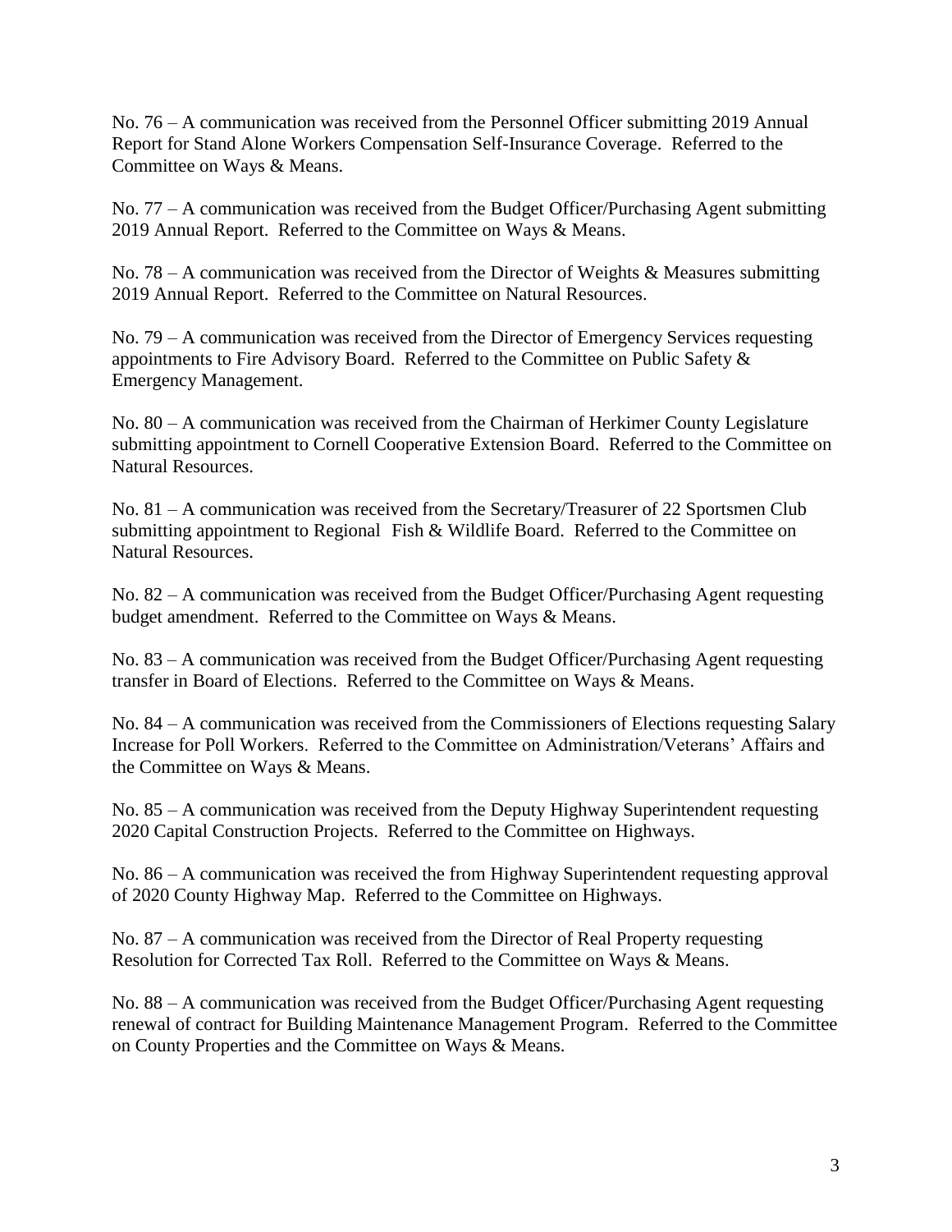No. 76 – A communication was received from the Personnel Officer submitting 2019 Annual Report for Stand Alone Workers Compensation Self-Insurance Coverage. Referred to the Committee on Ways & Means.

No. 77 – A communication was received from the Budget Officer/Purchasing Agent submitting 2019 Annual Report. Referred to the Committee on Ways & Means.

No. 78 – A communication was received from the Director of Weights & Measures submitting 2019 Annual Report. Referred to the Committee on Natural Resources.

No. 79 – A communication was received from the Director of Emergency Services requesting appointments to Fire Advisory Board. Referred to the Committee on Public Safety & Emergency Management.

No. 80 – A communication was received from the Chairman of Herkimer County Legislature submitting appointment to Cornell Cooperative Extension Board. Referred to the Committee on Natural Resources.

No. 81 – A communication was received from the Secretary/Treasurer of 22 Sportsmen Club submitting appointment to Regional Fish & Wildlife Board. Referred to the Committee on Natural Resources.

No. 82 – A communication was received from the Budget Officer/Purchasing Agent requesting budget amendment. Referred to the Committee on Ways & Means.

No. 83 – A communication was received from the Budget Officer/Purchasing Agent requesting transfer in Board of Elections. Referred to the Committee on Ways & Means.

No. 84 – A communication was received from the Commissioners of Elections requesting Salary Increase for Poll Workers. Referred to the Committee on Administration/Veterans' Affairs and the Committee on Ways & Means.

No. 85 – A communication was received from the Deputy Highway Superintendent requesting 2020 Capital Construction Projects. Referred to the Committee on Highways.

No. 86 – A communication was received the from Highway Superintendent requesting approval of 2020 County Highway Map. Referred to the Committee on Highways.

No. 87 – A communication was received from the Director of Real Property requesting Resolution for Corrected Tax Roll. Referred to the Committee on Ways & Means.

No. 88 – A communication was received from the Budget Officer/Purchasing Agent requesting renewal of contract for Building Maintenance Management Program. Referred to the Committee on County Properties and the Committee on Ways & Means.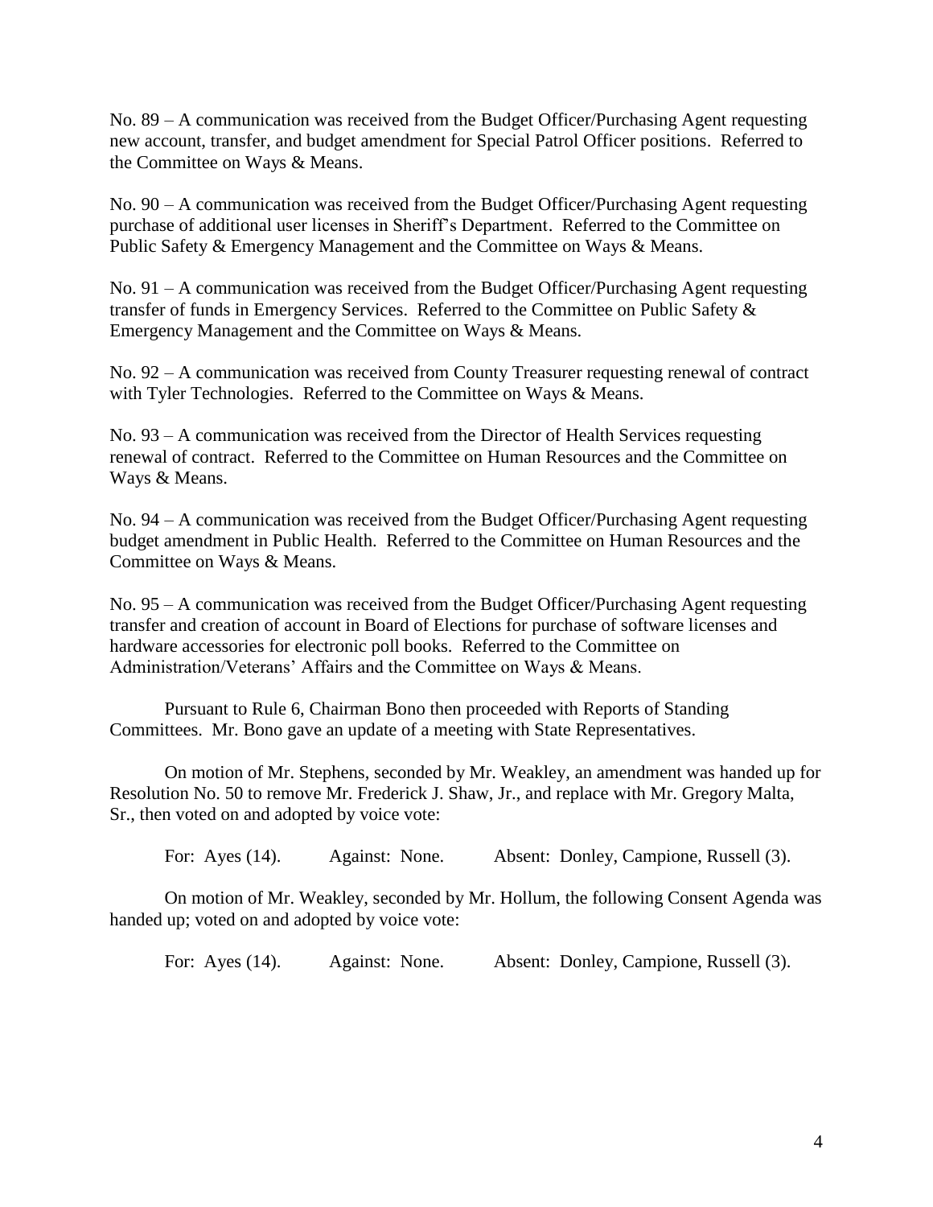No. 89 – A communication was received from the Budget Officer/Purchasing Agent requesting new account, transfer, and budget amendment for Special Patrol Officer positions. Referred to the Committee on Ways & Means.

No. 90 – A communication was received from the Budget Officer/Purchasing Agent requesting purchase of additional user licenses in Sheriff's Department. Referred to the Committee on Public Safety & Emergency Management and the Committee on Ways & Means.

No. 91 – A communication was received from the Budget Officer/Purchasing Agent requesting transfer of funds in Emergency Services. Referred to the Committee on Public Safety & Emergency Management and the Committee on Ways & Means.

No. 92 – A communication was received from County Treasurer requesting renewal of contract with Tyler Technologies. Referred to the Committee on Ways & Means.

No. 93 – A communication was received from the Director of Health Services requesting renewal of contract. Referred to the Committee on Human Resources and the Committee on Ways & Means.

No. 94 – A communication was received from the Budget Officer/Purchasing Agent requesting budget amendment in Public Health. Referred to the Committee on Human Resources and the Committee on Ways & Means.

No. 95 – A communication was received from the Budget Officer/Purchasing Agent requesting transfer and creation of account in Board of Elections for purchase of software licenses and hardware accessories for electronic poll books. Referred to the Committee on Administration/Veterans' Affairs and the Committee on Ways & Means.

Pursuant to Rule 6, Chairman Bono then proceeded with Reports of Standing Committees. Mr. Bono gave an update of a meeting with State Representatives.

On motion of Mr. Stephens, seconded by Mr. Weakley, an amendment was handed up for Resolution No. 50 to remove Mr. Frederick J. Shaw, Jr., and replace with Mr. Gregory Malta, Sr., then voted on and adopted by voice vote:

For: Ayes (14). Against: None. Absent: Donley, Campione, Russell (3).

On motion of Mr. Weakley, seconded by Mr. Hollum, the following Consent Agenda was handed up; voted on and adopted by voice vote:

For: Ayes (14). Against: None. Absent: Donley, Campione, Russell (3).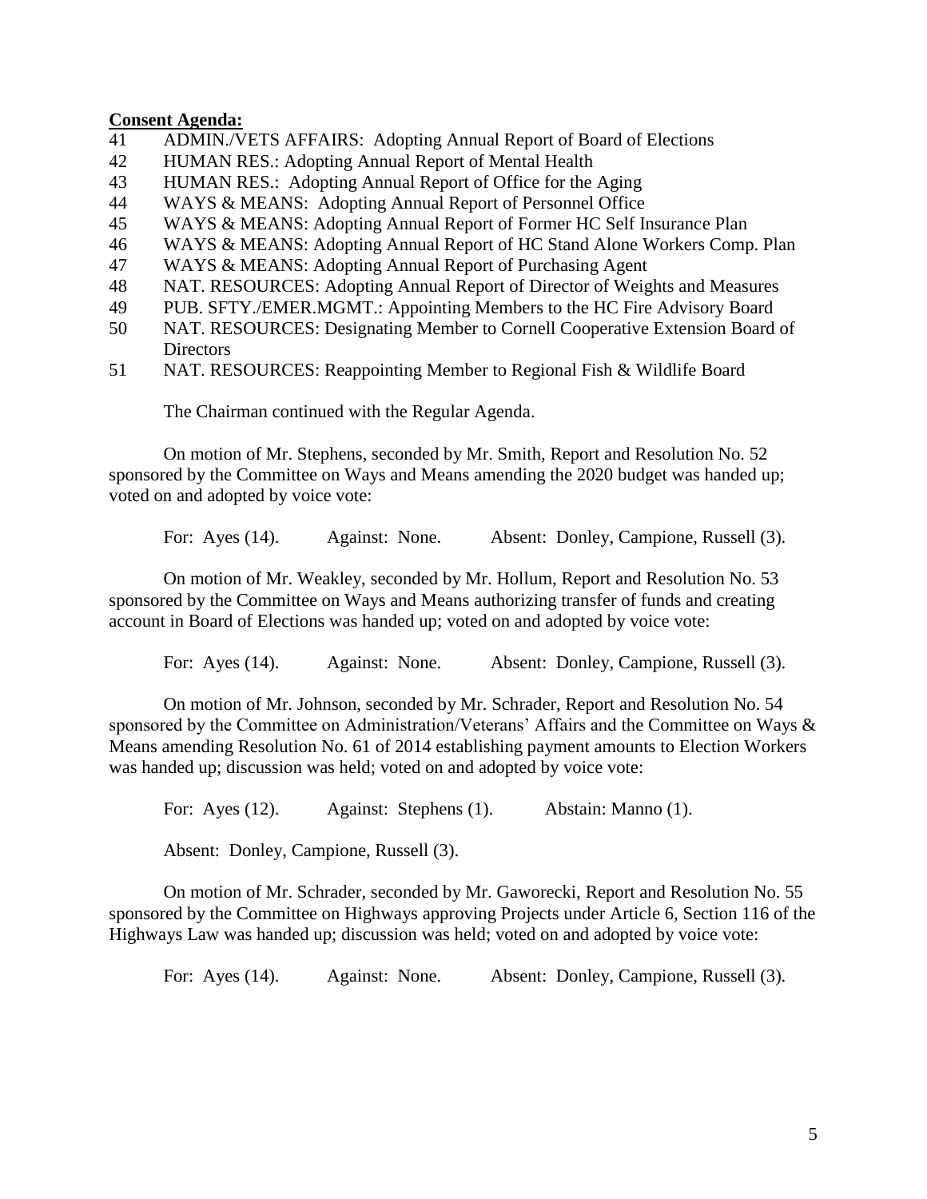**Consent Agenda:**

41 ADMIN./VETS AFFAIRS: Adopting Annual Report of Board of Elections
42 HUMAN RES.: Adopting Annual Report of Mental Health
43 HUMAN RES.: Adopting Annual Report of Office for the Aging
44 WAYS & MEANS: Adopting Annual Report of Personnel Office
45 WAYS & MEANS: Adopting Annual Report of Former HC Self Insurance Plan
46 WAYS & MEANS: Adopting Annual Report of HC Stand Alone Workers Comp. Plan
47 WAYS & MEANS: Adopting Annual Report of Purchasing Agent
48 NAT. RESOURCES: Adopting Annual Report of Director of Weights and Measures
49 PUB. SFTY./EMER.MGMT.: Appointing Members to the HC Fire Advisory Board
50 NAT. RESOURCES: Designating Member to Cornell Cooperative Extension Board of Directors
51 NAT. RESOURCES: Reappointing Member to Regional Fish & Wildlife Board

The Chairman continued with the Regular Agenda.

On motion of Mr. Stephens, seconded by Mr. Smith, Report and Resolution No. 52 sponsored by the Committee on Ways and Means amending the 2020 budget was handed up; voted on and adopted by voice vote:

For: Ayes (14). Against: None. Absent: Donley, Campione, Russell (3).

On motion of Mr. Weakley, seconded by Mr. Hollum, Report and Resolution No. 53 sponsored by the Committee on Ways and Means authorizing transfer of funds and creating account in Board of Elections was handed up; voted on and adopted by voice vote:

For: Ayes (14). Against: None. Absent: Donley, Campione, Russell (3).

On motion of Mr. Johnson, seconded by Mr. Schrader, Report and Resolution No. 54 sponsored by the Committee on Administration/Veterans' Affairs and the Committee on Ways & Means amending Resolution No. 61 of 2014 establishing payment amounts to Election Workers was handed up; discussion was held; voted on and adopted by voice vote:

For: Ayes (12). Against: Stephens (1). Abstain: Manno (1).

Absent: Donley, Campione, Russell (3).

On motion of Mr. Schrader, seconded by Mr. Gaworecki, Report and Resolution No. 55 sponsored by the Committee on Highways approving Projects under Article 6, Section 116 of the Highways Law was handed up; discussion was held; voted on and adopted by voice vote:

For: Ayes (14). Against: None. Absent: Donley, Campione, Russell (3).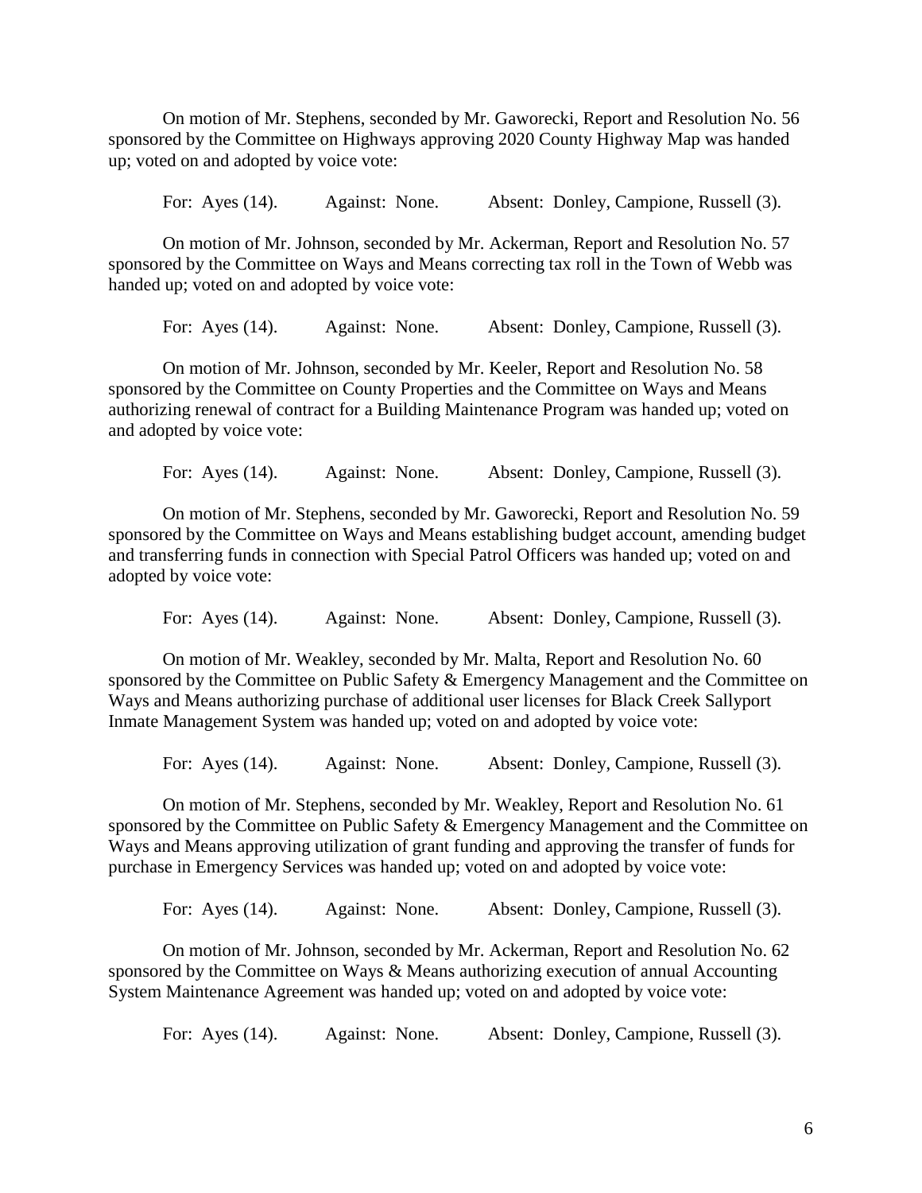On motion of Mr. Stephens, seconded by Mr. Gaworecki, Report and Resolution No. 56 sponsored by the Committee on Highways approving 2020 County Highway Map was handed up; voted on and adopted by voice vote:

For: Ayes (14). Against: None. Absent: Donley, Campione, Russell (3).

On motion of Mr. Johnson, seconded by Mr. Ackerman, Report and Resolution No. 57 sponsored by the Committee on Ways and Means correcting tax roll in the Town of Webb was handed up; voted on and adopted by voice vote:

For: Ayes (14). Against: None. Absent: Donley, Campione, Russell (3).

On motion of Mr. Johnson, seconded by Mr. Keeler, Report and Resolution No. 58 sponsored by the Committee on County Properties and the Committee on Ways and Means authorizing renewal of contract for a Building Maintenance Program was handed up; voted on and adopted by voice vote:

For: Ayes (14). Against: None. Absent: Donley, Campione, Russell (3).

On motion of Mr. Stephens, seconded by Mr. Gaworecki, Report and Resolution No. 59 sponsored by the Committee on Ways and Means establishing budget account, amending budget and transferring funds in connection with Special Patrol Officers was handed up; voted on and adopted by voice vote:

For: Ayes (14). Against: None. Absent: Donley, Campione, Russell (3).

On motion of Mr. Weakley, seconded by Mr. Malta, Report and Resolution No. 60 sponsored by the Committee on Public Safety & Emergency Management and the Committee on Ways and Means authorizing purchase of additional user licenses for Black Creek Sallyport Inmate Management System was handed up; voted on and adopted by voice vote:

For: Ayes (14). Against: None. Absent: Donley, Campione, Russell (3).

On motion of Mr. Stephens, seconded by Mr. Weakley, Report and Resolution No. 61 sponsored by the Committee on Public Safety & Emergency Management and the Committee on Ways and Means approving utilization of grant funding and approving the transfer of funds for purchase in Emergency Services was handed up; voted on and adopted by voice vote:

For: Ayes (14). Against: None. Absent: Donley, Campione, Russell (3).

On motion of Mr. Johnson, seconded by Mr. Ackerman, Report and Resolution No. 62 sponsored by the Committee on Ways & Means authorizing execution of annual Accounting System Maintenance Agreement was handed up; voted on and adopted by voice vote:

For: Ayes (14). Against: None. Absent: Donley, Campione, Russell (3).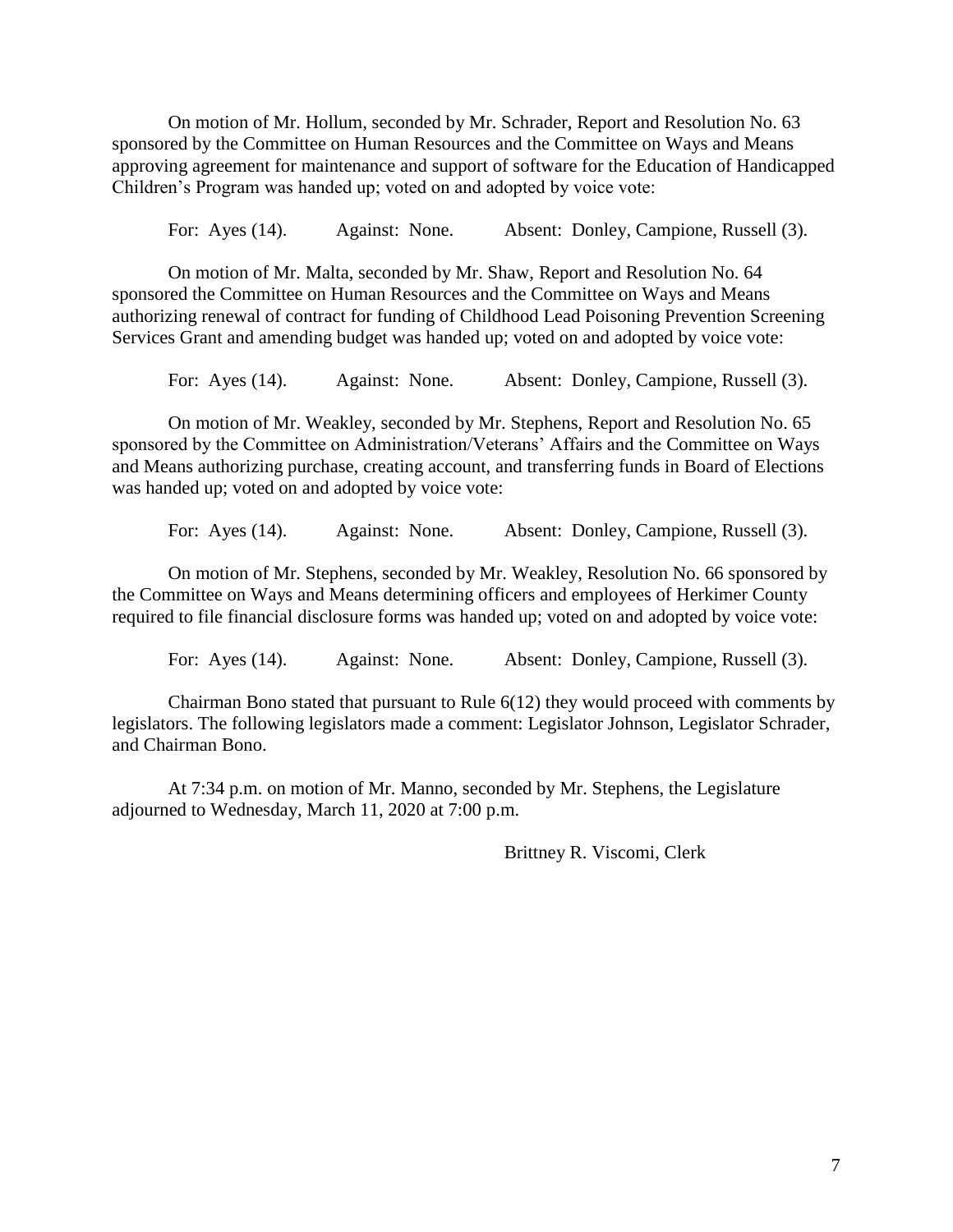On motion of Mr. Hollum, seconded by Mr. Schrader, Report and Resolution No. 63 sponsored by the Committee on Human Resources and the Committee on Ways and Means approving agreement for maintenance and support of software for the Education of Handicapped Children's Program was handed up; voted on and adopted by voice vote:

For: Ayes (14). Against: None. Absent: Donley, Campione, Russell (3).

On motion of Mr. Malta, seconded by Mr. Shaw, Report and Resolution No. 64 sponsored the Committee on Human Resources and the Committee on Ways and Means authorizing renewal of contract for funding of Childhood Lead Poisoning Prevention Screening Services Grant and amending budget was handed up; voted on and adopted by voice vote:

For: Ayes (14). Against: None. Absent: Donley, Campione, Russell (3).

On motion of Mr. Weakley, seconded by Mr. Stephens, Report and Resolution No. 65 sponsored by the Committee on Administration/Veterans' Affairs and the Committee on Ways and Means authorizing purchase, creating account, and transferring funds in Board of Elections was handed up; voted on and adopted by voice vote:

For: Ayes (14). Against: None. Absent: Donley, Campione, Russell (3).

On motion of Mr. Stephens, seconded by Mr. Weakley, Resolution No. 66 sponsored by the Committee on Ways and Means determining officers and employees of Herkimer County required to file financial disclosure forms was handed up; voted on and adopted by voice vote:

For: Ayes (14). Against: None. Absent: Donley, Campione, Russell (3).

Chairman Bono stated that pursuant to Rule 6(12) they would proceed with comments by legislators. The following legislators made a comment: Legislator Johnson, Legislator Schrader, and Chairman Bono.

At 7:34 p.m. on motion of Mr. Manno, seconded by Mr. Stephens, the Legislature adjourned to Wednesday, March 11, 2020 at 7:00 p.m.

Brittney R. Viscomi, Clerk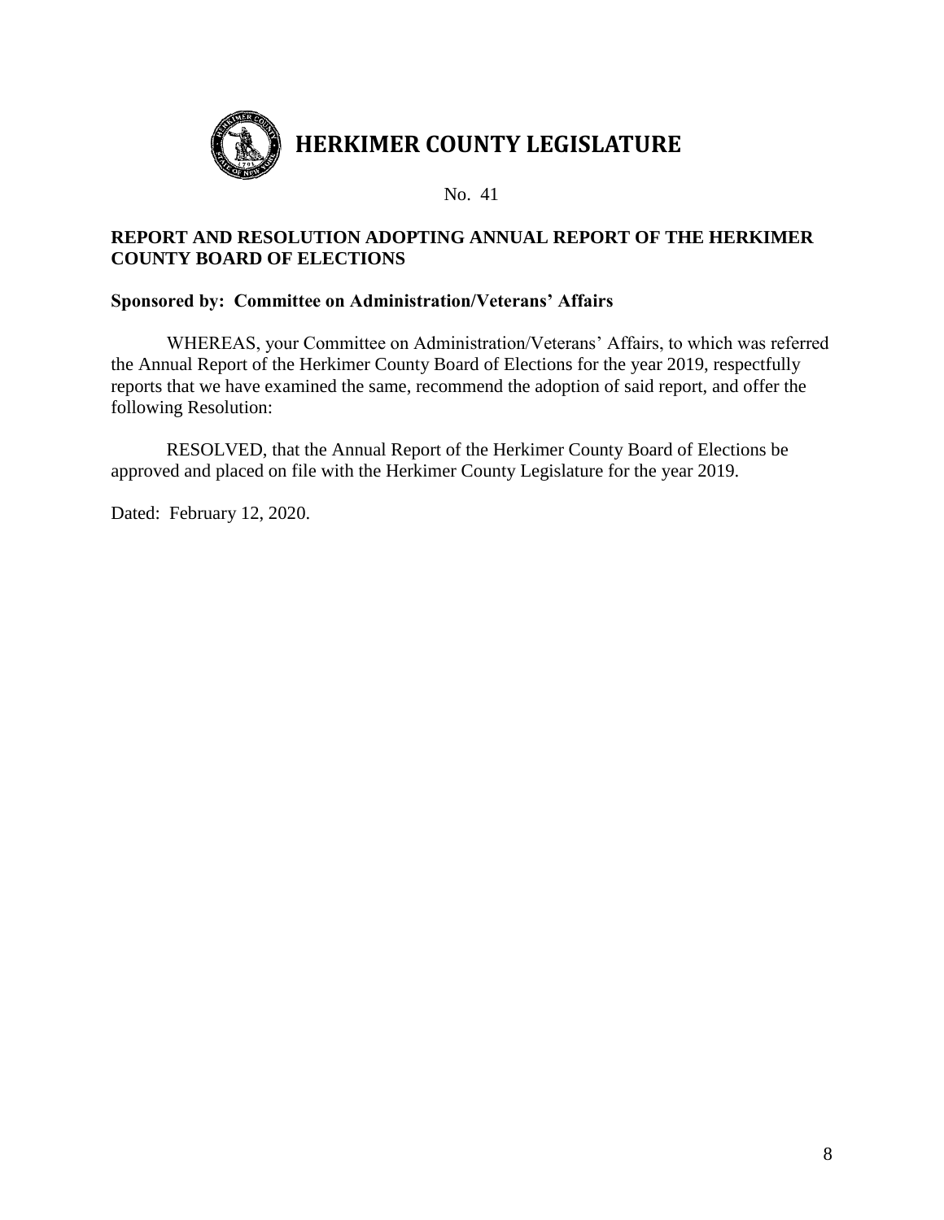# HERKIMER COUNTY LEGISLATURE

No. 41

**REPORT AND RESOLUTION ADOPTING ANNUAL REPORT OF THE HERKIMER COUNTY BOARD OF ELECTIONS**

**Sponsored by: Committee on Administration/Veterans' Affairs**

WHEREAS, your Committee on Administration/Veterans' Affairs, to which was referred the Annual Report of the Herkimer County Board of Elections for the year 2019, respectfully reports that we have examined the same, recommend the adoption of said report, and offer the following Resolution:

RESOLVED, that the Annual Report of the Herkimer County Board of Elections be approved and placed on file with the Herkimer County Legislature for the year 2019.

Dated: February 12, 2020.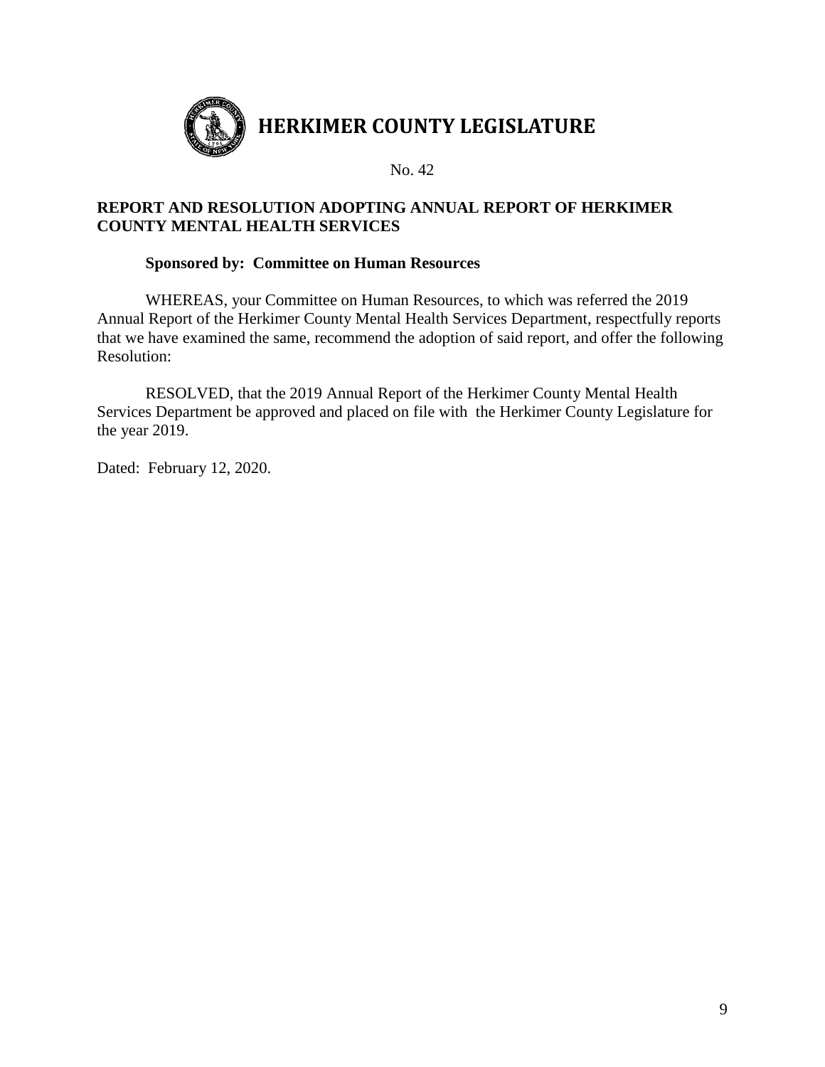# HERKIMER COUNTY LEGISLATURE

No. 42

**REPORT AND RESOLUTION ADOPTING ANNUAL REPORT OF HERKIMER COUNTY MENTAL HEALTH SERVICES**

**Sponsored by: Committee on Human Resources**

WHEREAS, your Committee on Human Resources, to which was referred the 2019 Annual Report of the Herkimer County Mental Health Services Department, respectfully reports that we have examined the same, recommend the adoption of said report, and offer the following Resolution:

RESOLVED, that the 2019 Annual Report of the Herkimer County Mental Health Services Department be approved and placed on file with the Herkimer County Legislature for the year 2019.

Dated: February 12, 2020.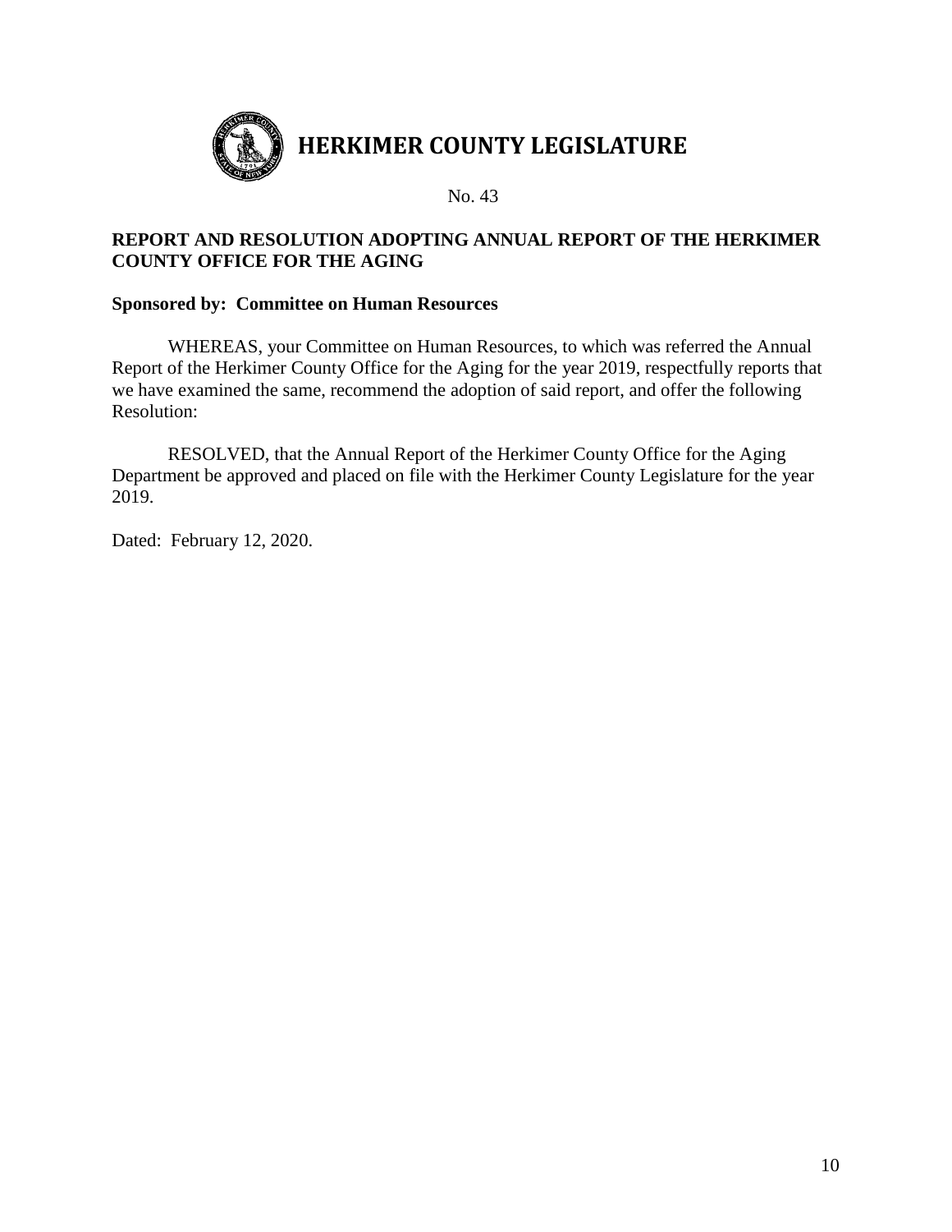# HERKIMER COUNTY LEGISLATURE

No. 43

**REPORT AND RESOLUTION ADOPTING ANNUAL REPORT OF THE HERKIMER COUNTY OFFICE FOR THE AGING**

**Sponsored by: Committee on Human Resources**

WHEREAS, your Committee on Human Resources, to which was referred the Annual Report of the Herkimer County Office for the Aging for the year 2019, respectfully reports that we have examined the same, recommend the adoption of said report, and offer the following Resolution:

RESOLVED, that the Annual Report of the Herkimer County Office for the Aging Department be approved and placed on file with the Herkimer County Legislature for the year 2019.

Dated: February 12, 2020.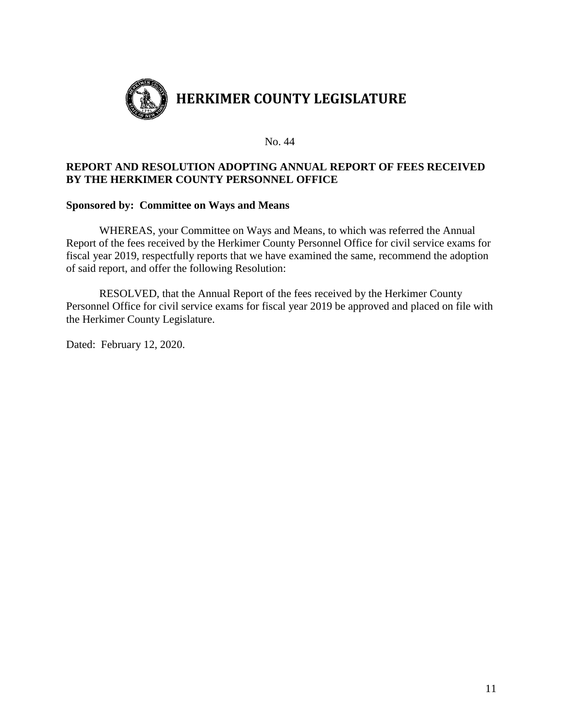# HERKIMER COUNTY LEGISLATURE

No. 44

**REPORT AND RESOLUTION ADOPTING ANNUAL REPORT OF FEES RECEIVED BY THE HERKIMER COUNTY PERSONNEL OFFICE**

**Sponsored by: Committee on Ways and Means**

WHEREAS, your Committee on Ways and Means, to which was referred the Annual Report of the fees received by the Herkimer County Personnel Office for civil service exams for fiscal year 2019, respectfully reports that we have examined the same, recommend the adoption of said report, and offer the following Resolution:

RESOLVED, that the Annual Report of the fees received by the Herkimer County Personnel Office for civil service exams for fiscal year 2019 be approved and placed on file with the Herkimer County Legislature.

Dated: February 12, 2020.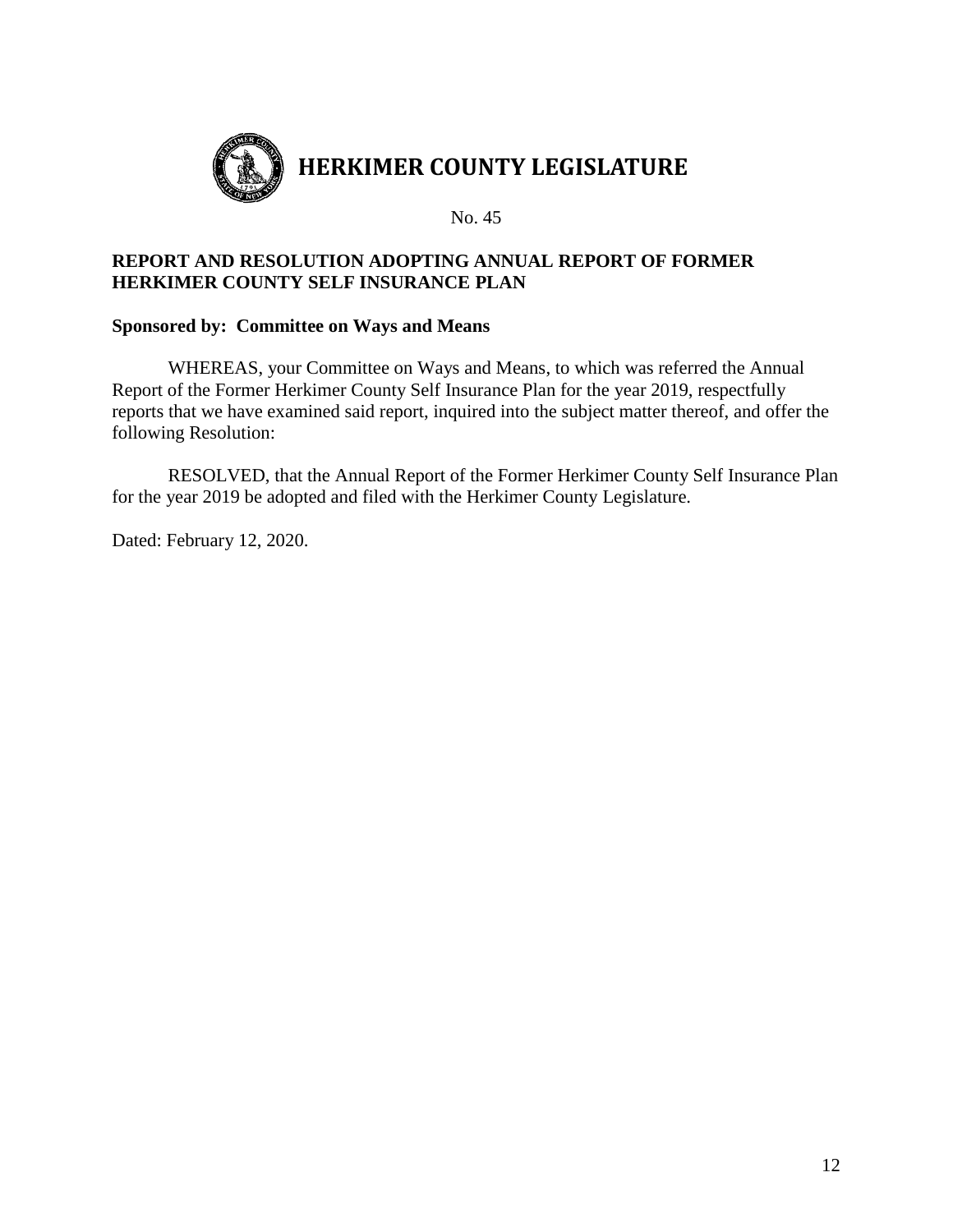# HERKIMER COUNTY LEGISLATURE

No. 45

**REPORT AND RESOLUTION ADOPTING ANNUAL REPORT OF FORMER HERKIMER COUNTY SELF INSURANCE PLAN**

**Sponsored by: Committee on Ways and Means**

WHEREAS, your Committee on Ways and Means, to which was referred the Annual Report of the Former Herkimer County Self Insurance Plan for the year 2019, respectfully reports that we have examined said report, inquired into the subject matter thereof, and offer the following Resolution:

RESOLVED, that the Annual Report of the Former Herkimer County Self Insurance Plan for the year 2019 be adopted and filed with the Herkimer County Legislature.

Dated: February 12, 2020.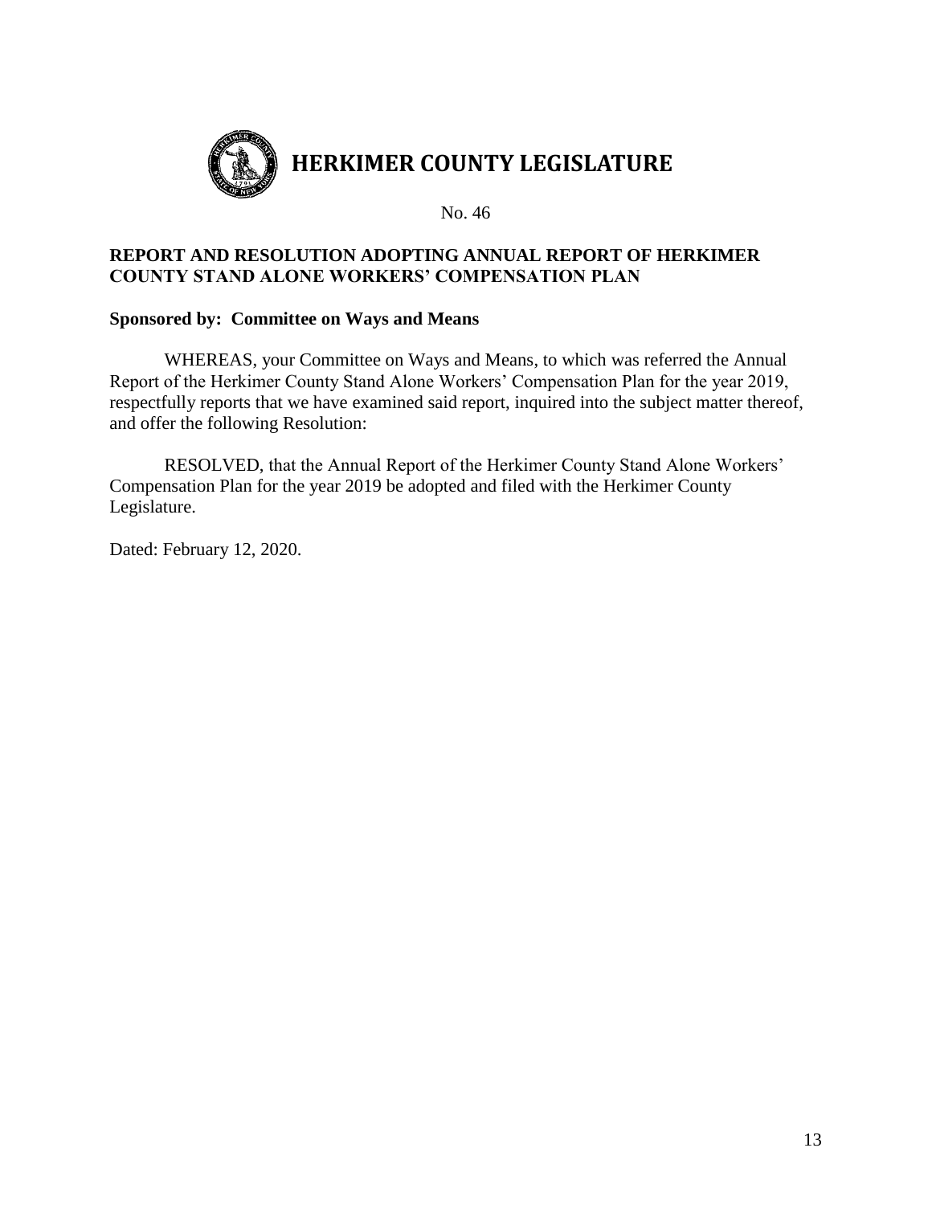# HERKIMER COUNTY LEGISLATURE

No. 46

**REPORT AND RESOLUTION ADOPTING ANNUAL REPORT OF HERKIMER COUNTY STAND ALONE WORKERS' COMPENSATION PLAN**

**Sponsored by: Committee on Ways and Means**

WHEREAS, your Committee on Ways and Means, to which was referred the Annual Report of the Herkimer County Stand Alone Workers' Compensation Plan for the year 2019, respectfully reports that we have examined said report, inquired into the subject matter thereof, and offer the following Resolution:

RESOLVED, that the Annual Report of the Herkimer County Stand Alone Workers' Compensation Plan for the year 2019 be adopted and filed with the Herkimer County Legislature.

Dated: February 12, 2020.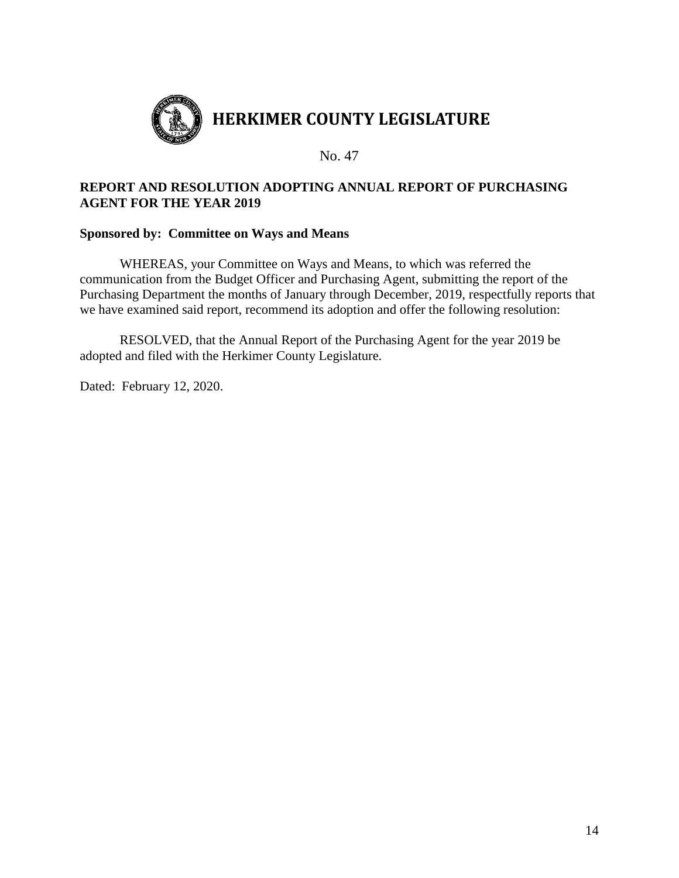# HERKIMER COUNTY LEGISLATURE

No. 47

**REPORT AND RESOLUTION ADOPTING ANNUAL REPORT OF PURCHASING AGENT FOR THE YEAR 2019**

**Sponsored by: Committee on Ways and Means**

WHEREAS, your Committee on Ways and Means, to which was referred the communication from the Budget Officer and Purchasing Agent, submitting the report of the Purchasing Department the months of January through December, 2019, respectfully reports that we have examined said report, recommend its adoption and offer the following resolution:

RESOLVED, that the Annual Report of the Purchasing Agent for the year 2019 be adopted and filed with the Herkimer County Legislature.

Dated: February 12, 2020.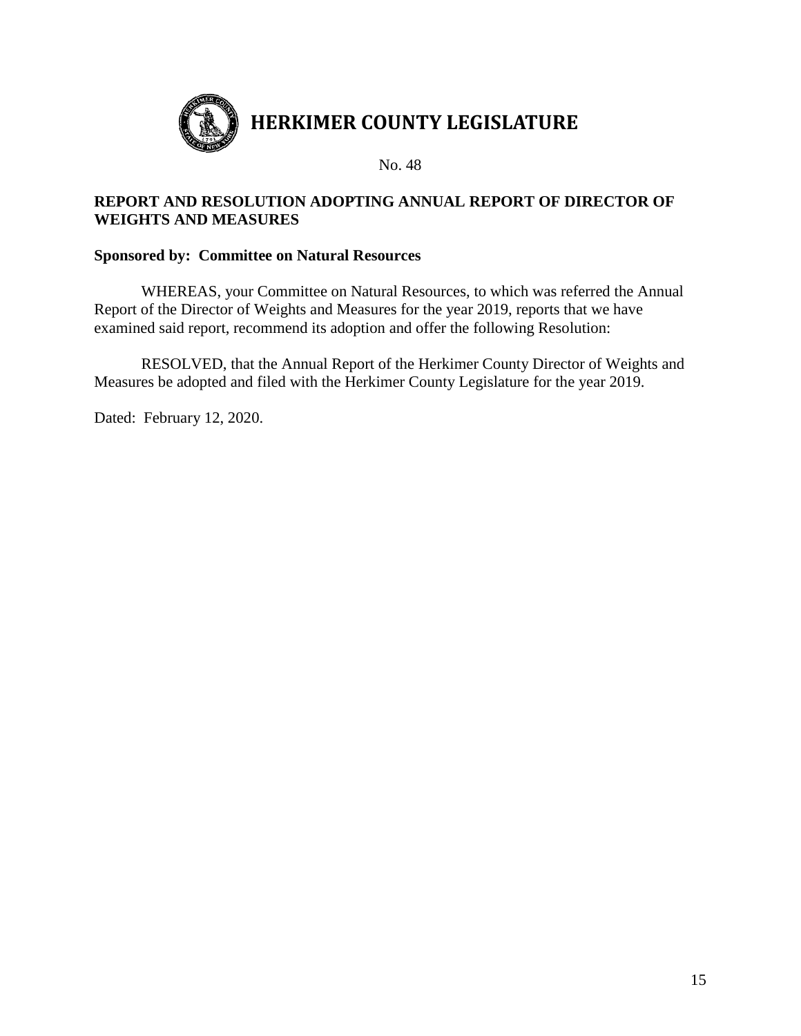# HERKIMER COUNTY LEGISLATURE

No. 48

**REPORT AND RESOLUTION ADOPTING ANNUAL REPORT OF DIRECTOR OF WEIGHTS AND MEASURES**

**Sponsored by: Committee on Natural Resources**

WHEREAS, your Committee on Natural Resources, to which was referred the Annual Report of the Director of Weights and Measures for the year 2019, reports that we have examined said report, recommend its adoption and offer the following Resolution:

RESOLVED, that the Annual Report of the Herkimer County Director of Weights and Measures be adopted and filed with the Herkimer County Legislature for the year 2019.

Dated: February 12, 2020.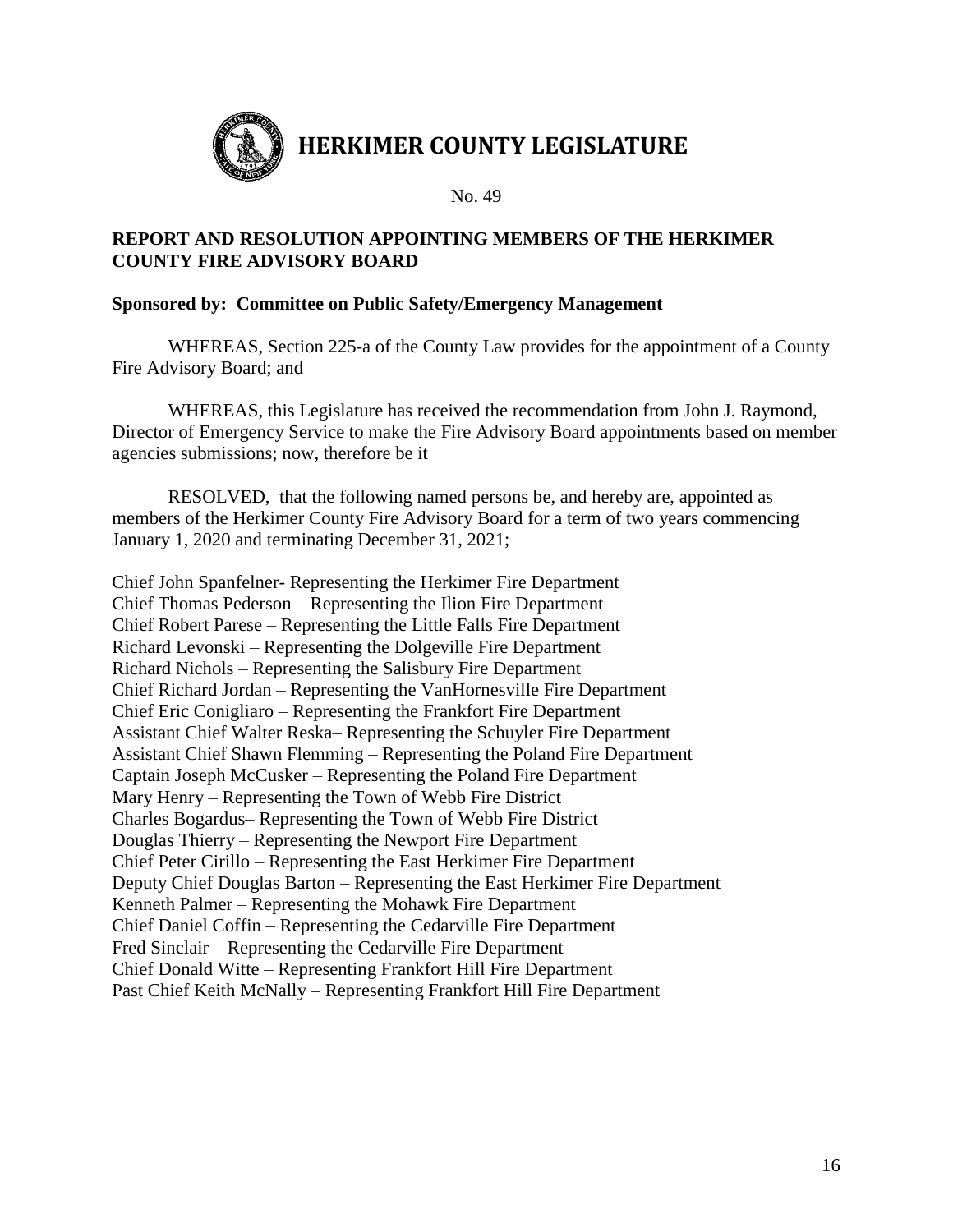# HERKIMER COUNTY LEGISLATURE

No. 49

**REPORT AND RESOLUTION APPOINTING MEMBERS OF THE HERKIMER COUNTY FIRE ADVISORY BOARD**

**Sponsored by: Committee on Public Safety/Emergency Management**

WHEREAS, Section 225-a of the County Law provides for the appointment of a County Fire Advisory Board; and

WHEREAS, this Legislature has received the recommendation from John J. Raymond, Director of Emergency Service to make the Fire Advisory Board appointments based on member agencies submissions; now, therefore be it

RESOLVED, that the following named persons be, and hereby are, appointed as members of the Herkimer County Fire Advisory Board for a term of two years commencing January 1, 2020 and terminating December 31, 2021;

Chief John Spanfelner- Representing the Herkimer Fire Department
Chief Thomas Pederson – Representing the Ilion Fire Department
Chief Robert Parese – Representing the Little Falls Fire Department
Richard Levonski – Representing the Dolgeville Fire Department
Richard Nichols – Representing the Salisbury Fire Department
Chief Richard Jordan – Representing the VanHornesville Fire Department
Chief Eric Conigliaro – Representing the Frankfort Fire Department
Assistant Chief Walter Reska– Representing the Schuyler Fire Department
Assistant Chief Shawn Flemming – Representing the Poland Fire Department
Captain Joseph McCusker – Representing the Poland Fire Department
Mary Henry – Representing the Town of Webb Fire District
Charles Bogardus– Representing the Town of Webb Fire District
Douglas Thierry – Representing the Newport Fire Department
Chief Peter Cirillo – Representing the East Herkimer Fire Department
Deputy Chief Douglas Barton – Representing the East Herkimer Fire Department
Kenneth Palmer – Representing the Mohawk Fire Department
Chief Daniel Coffin – Representing the Cedarville Fire Department
Fred Sinclair – Representing the Cedarville Fire Department
Chief Donald Witte – Representing Frankfort Hill Fire Department
Past Chief Keith McNally – Representing Frankfort Hill Fire Department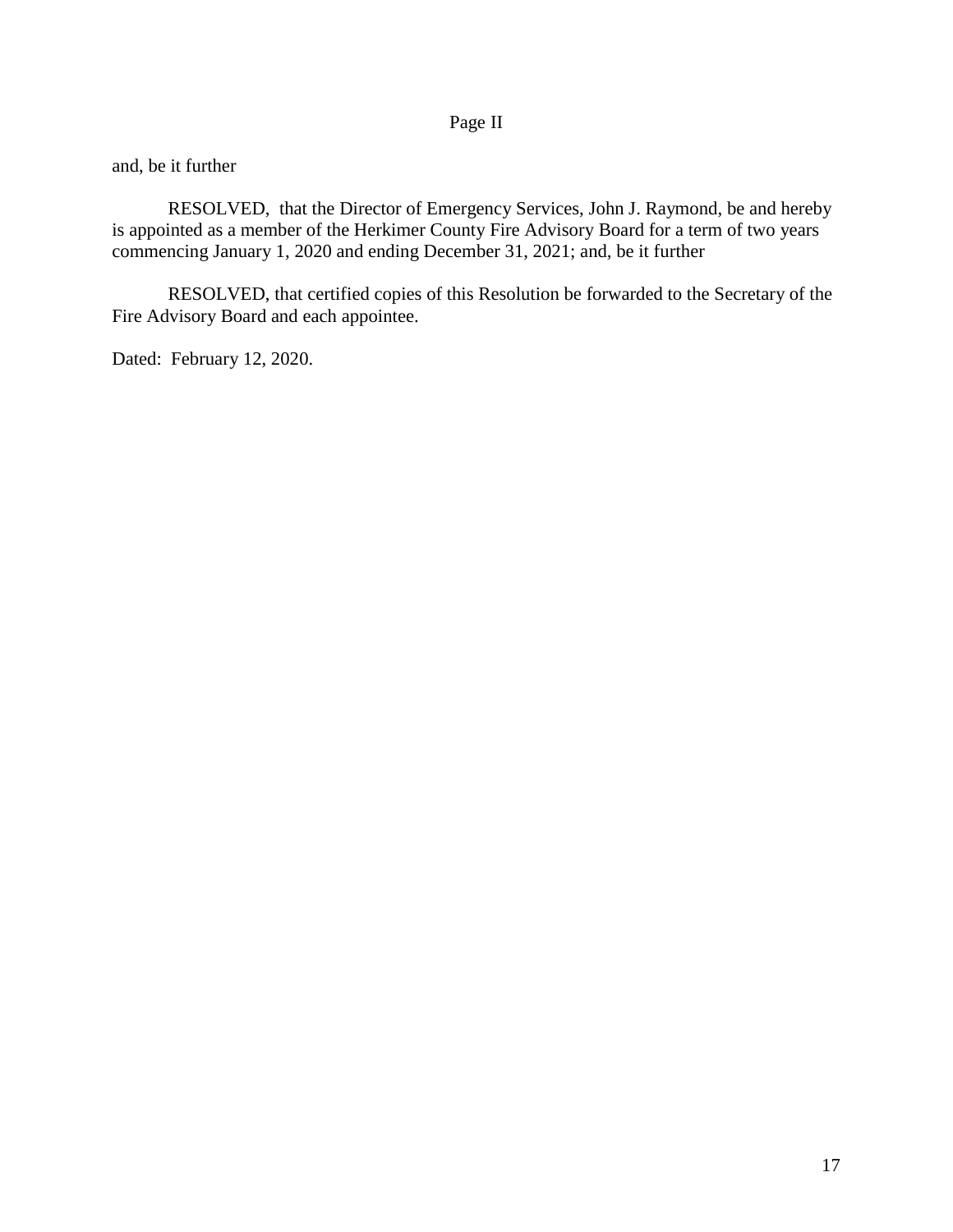Page II

and, be it further

RESOLVED, that the Director of Emergency Services, John J. Raymond, be and hereby is appointed as a member of the Herkimer County Fire Advisory Board for a term of two years commencing January 1, 2020 and ending December 31, 2021; and, be it further

RESOLVED, that certified copies of this Resolution be forwarded to the Secretary of the Fire Advisory Board and each appointee.

Dated: February 12, 2020.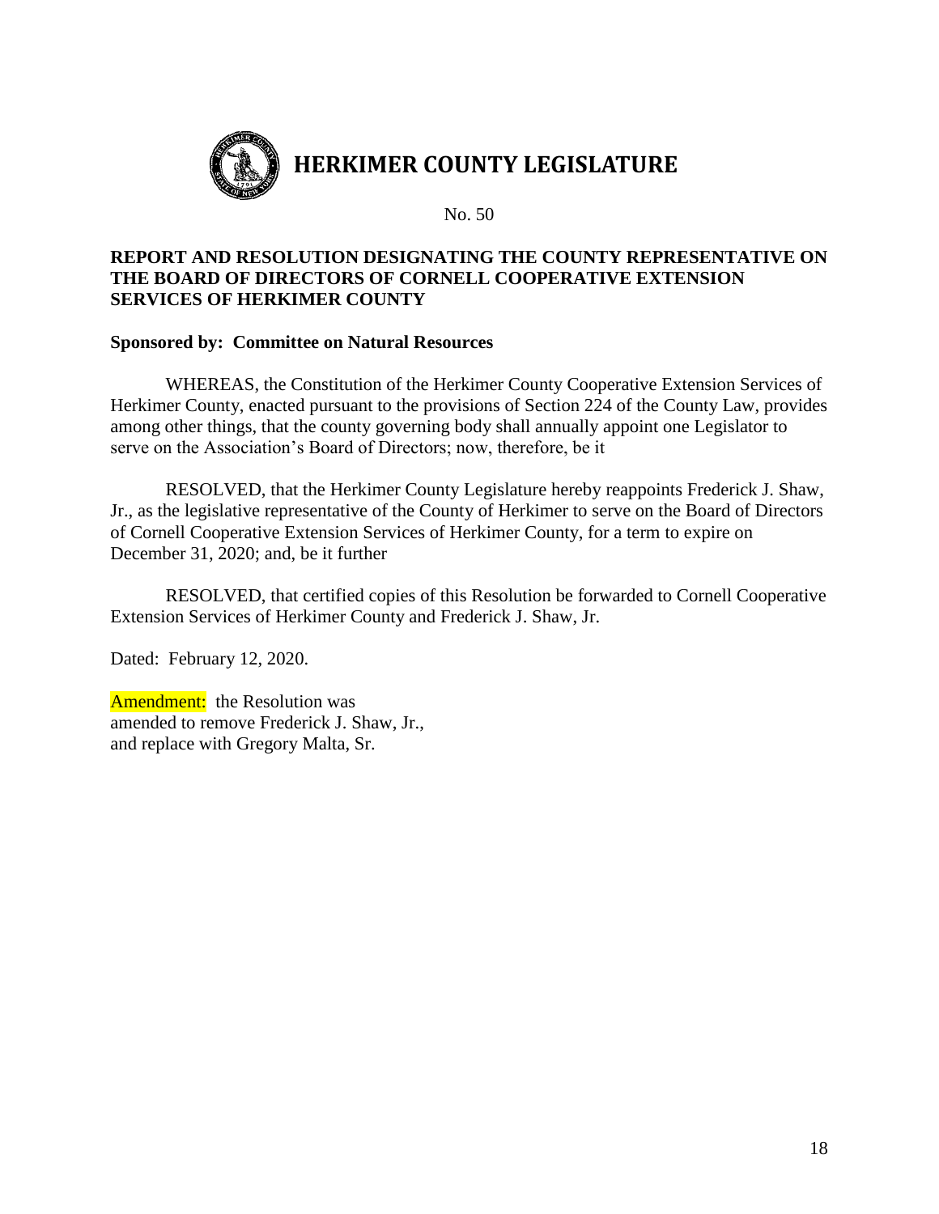# HERKIMER COUNTY LEGISLATURE

No. 50

**REPORT AND RESOLUTION DESIGNATING THE COUNTY REPRESENTATIVE ON THE BOARD OF DIRECTORS OF CORNELL COOPERATIVE EXTENSION SERVICES OF HERKIMER COUNTY**

**Sponsored by: Committee on Natural Resources**

WHEREAS, the Constitution of the Herkimer County Cooperative Extension Services of Herkimer County, enacted pursuant to the provisions of Section 224 of the County Law, provides among other things, that the county governing body shall annually appoint one Legislator to serve on the Association's Board of Directors; now, therefore, be it

RESOLVED, that the Herkimer County Legislature hereby reappoints Frederick J. Shaw, Jr., as the legislative representative of the County of Herkimer to serve on the Board of Directors of Cornell Cooperative Extension Services of Herkimer County, for a term to expire on December 31, 2020; and, be it further

RESOLVED, that certified copies of this Resolution be forwarded to Cornell Cooperative Extension Services of Herkimer County and Frederick J. Shaw, Jr.

Dated: February 12, 2020.

Amendment: the Resolution was amended to remove Frederick J. Shaw, Jr., and replace with Gregory Malta, Sr.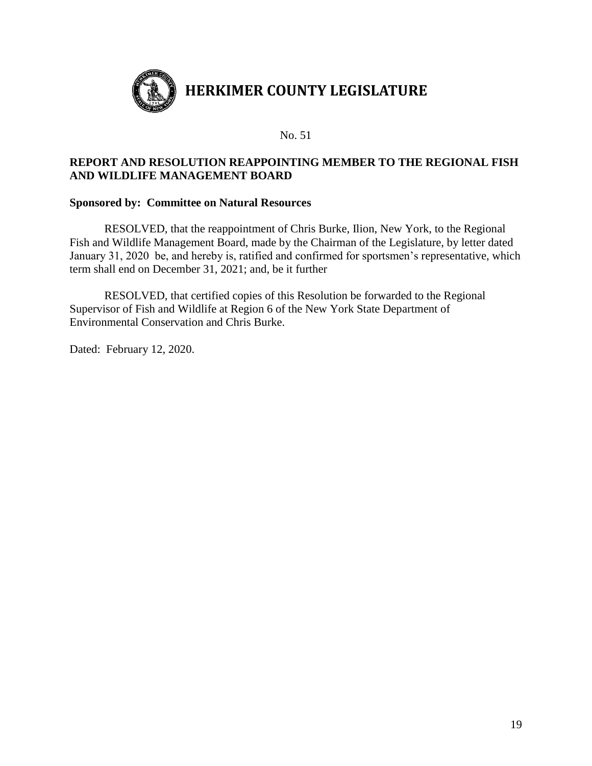# HERKIMER COUNTY LEGISLATURE

No. 51

**REPORT AND RESOLUTION REAPPOINTING MEMBER TO THE REGIONAL FISH AND WILDLIFE MANAGEMENT BOARD**

**Sponsored by: Committee on Natural Resources**

RESOLVED, that the reappointment of Chris Burke, Ilion, New York, to the Regional Fish and Wildlife Management Board, made by the Chairman of the Legislature, by letter dated January 31, 2020 be, and hereby is, ratified and confirmed for sportsmen's representative, which term shall end on December 31, 2021; and, be it further

RESOLVED, that certified copies of this Resolution be forwarded to the Regional Supervisor of Fish and Wildlife at Region 6 of the New York State Department of Environmental Conservation and Chris Burke.

Dated: February 12, 2020.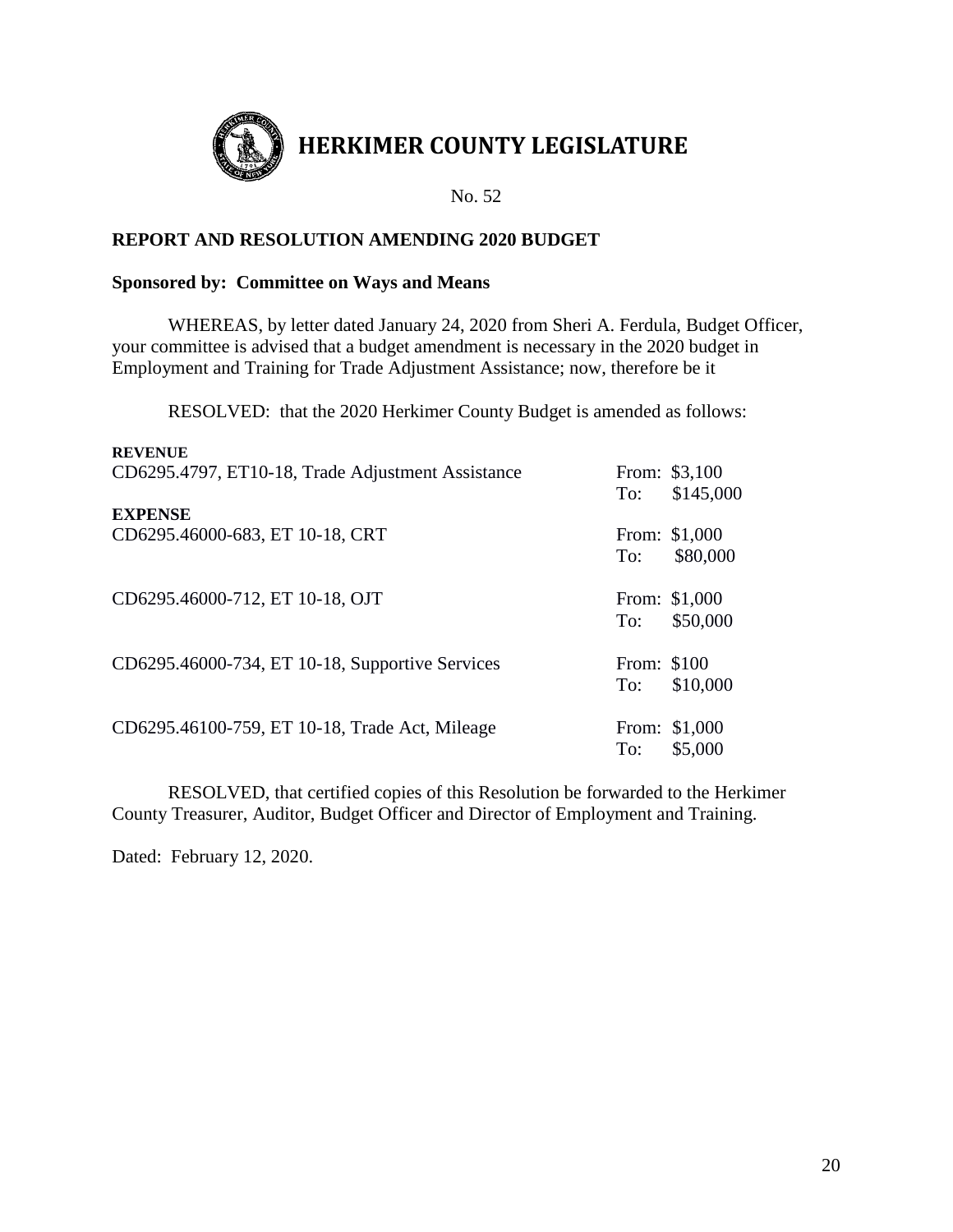# HERKIMER COUNTY LEGISLATURE

No. 52

**REPORT AND RESOLUTION AMENDING 2020 BUDGET**

**Sponsored by: Committee on Ways and Means**

WHEREAS, by letter dated January 24, 2020 from Sheri A. Ferdula, Budget Officer, your committee is advised that a budget amendment is necessary in the 2020 budget in Employment and Training for Trade Adjustment Assistance; now, therefore be it

RESOLVED: that the 2020 Herkimer County Budget is amended as follows:

**REVENUE**

| | |
|---|---|
| CD6295.4797, ET10-18, Trade Adjustment Assistance | From: $3,100<br>To: $145,000 |

**EXPENSE**

| | |
|---|---|
| CD6295.46000-683, ET 10-18, CRT | From: $1,000<br>To: $80,000 |
| CD6295.46000-712, ET 10-18, OJT | From: $1,000<br>To: $50,000 |
| CD6295.46000-734, ET 10-18, Supportive Services | From: $100<br>To: $10,000 |
| CD6295.46100-759, ET 10-18, Trade Act, Mileage | From: $1,000<br>To: $5,000 |

RESOLVED, that certified copies of this Resolution be forwarded to the Herkimer County Treasurer, Auditor, Budget Officer and Director of Employment and Training.

Dated: February 12, 2020.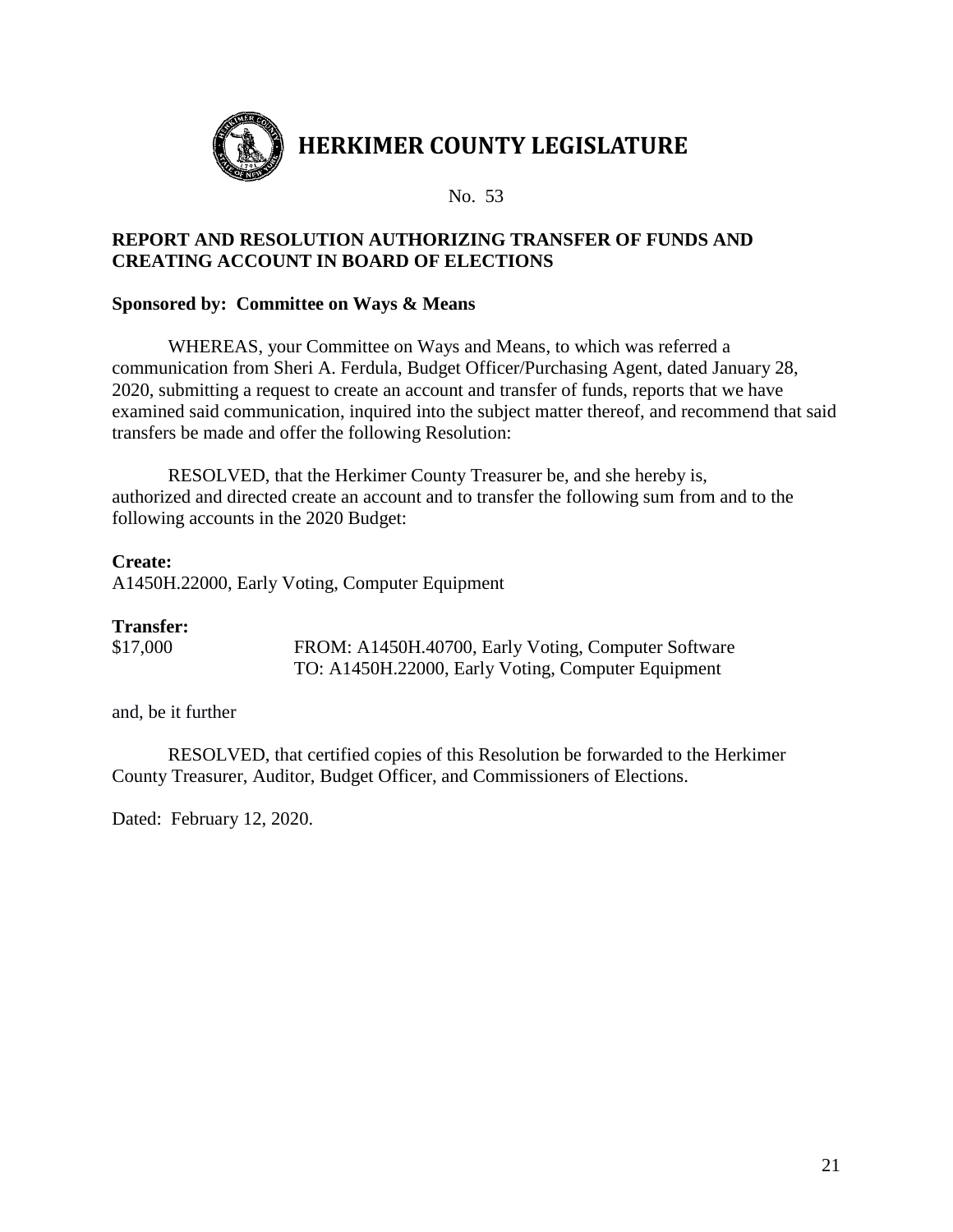# HERKIMER COUNTY LEGISLATURE

No. 53

**REPORT AND RESOLUTION AUTHORIZING TRANSFER OF FUNDS AND CREATING ACCOUNT IN BOARD OF ELECTIONS**

**Sponsored by: Committee on Ways & Means**

WHEREAS, your Committee on Ways and Means, to which was referred a communication from Sheri A. Ferdula, Budget Officer/Purchasing Agent, dated January 28, 2020, submitting a request to create an account and transfer of funds, reports that we have examined said communication, inquired into the subject matter thereof, and recommend that said transfers be made and offer the following Resolution:

RESOLVED, that the Herkimer County Treasurer be, and she hereby is, authorized and directed create an account and to transfer the following sum from and to the following accounts in the 2020 Budget:

**Create:**
A1450H.22000, Early Voting, Computer Equipment

**Transfer:**

| | |
|---|---|
| $17,000 | FROM: A1450H.40700, Early Voting, Computer Software |
| | TO: A1450H.22000, Early Voting, Computer Equipment |

and, be it further

RESOLVED, that certified copies of this Resolution be forwarded to the Herkimer County Treasurer, Auditor, Budget Officer, and Commissioners of Elections.

Dated: February 12, 2020.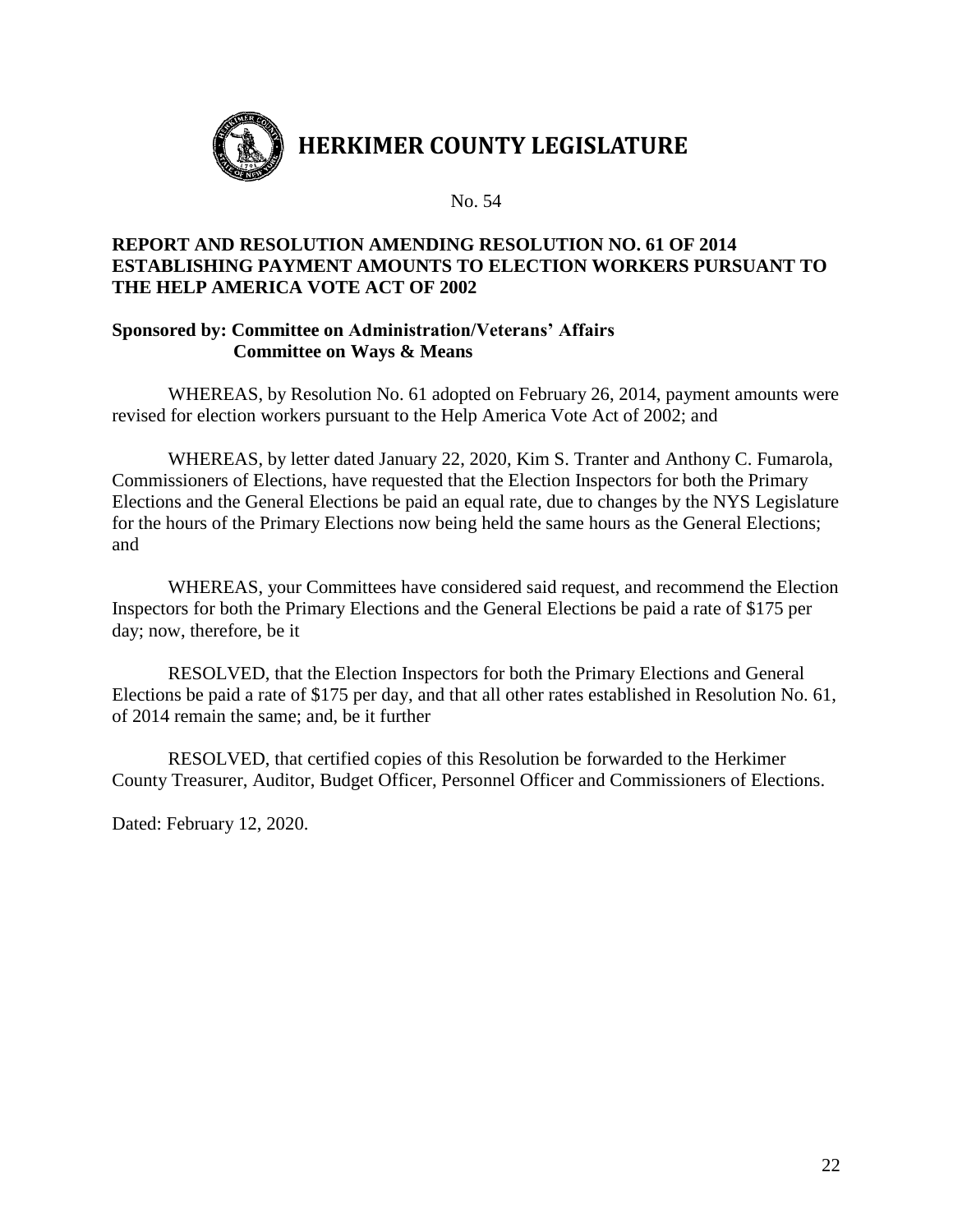# HERKIMER COUNTY LEGISLATURE

No. 54

**REPORT AND RESOLUTION AMENDING RESOLUTION NO. 61 OF 2014 ESTABLISHING PAYMENT AMOUNTS TO ELECTION WORKERS PURSUANT TO THE HELP AMERICA VOTE ACT OF 2002**

**Sponsored by: Committee on Administration/Veterans' Affairs**
**Committee on Ways & Means**

WHEREAS, by Resolution No. 61 adopted on February 26, 2014, payment amounts were revised for election workers pursuant to the Help America Vote Act of 2002; and

WHEREAS, by letter dated January 22, 2020, Kim S. Tranter and Anthony C. Fumarola, Commissioners of Elections, have requested that the Election Inspectors for both the Primary Elections and the General Elections be paid an equal rate, due to changes by the NYS Legislature for the hours of the Primary Elections now being held the same hours as the General Elections; and

WHEREAS, your Committees have considered said request, and recommend the Election Inspectors for both the Primary Elections and the General Elections be paid a rate of $175 per day; now, therefore, be it

RESOLVED, that the Election Inspectors for both the Primary Elections and General Elections be paid a rate of $175 per day, and that all other rates established in Resolution No. 61, of 2014 remain the same; and, be it further

RESOLVED, that certified copies of this Resolution be forwarded to the Herkimer County Treasurer, Auditor, Budget Officer, Personnel Officer and Commissioners of Elections.

Dated: February 12, 2020.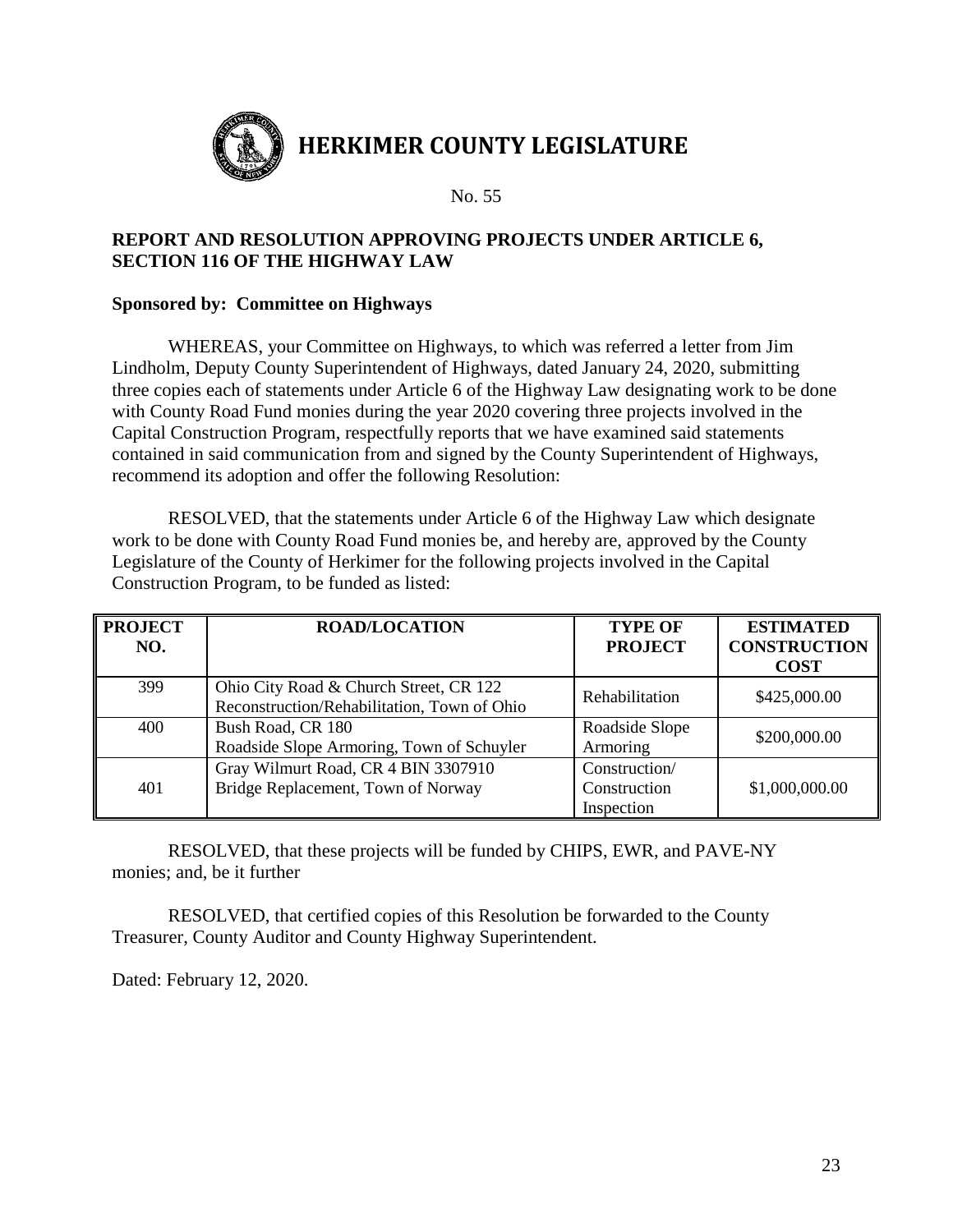# HERKIMER COUNTY LEGISLATURE

No. 55

**REPORT AND RESOLUTION APPROVING PROJECTS UNDER ARTICLE 6, SECTION 116 OF THE HIGHWAY LAW**

**Sponsored by: Committee on Highways**

WHEREAS, your Committee on Highways, to which was referred a letter from Jim Lindholm, Deputy County Superintendent of Highways, dated January 24, 2020, submitting three copies each of statements under Article 6 of the Highway Law designating work to be done with County Road Fund monies during the year 2020 covering three projects involved in the Capital Construction Program, respectfully reports that we have examined said statements contained in said communication from and signed by the County Superintendent of Highways, recommend its adoption and offer the following Resolution:

RESOLVED, that the statements under Article 6 of the Highway Law which designate work to be done with County Road Fund monies be, and hereby are, approved by the County Legislature of the County of Herkimer for the following projects involved in the Capital Construction Program, to be funded as listed:

| PROJECT NO. | ROAD/LOCATION | TYPE OF PROJECT | ESTIMATED CONSTRUCTION COST |
|---|---|---|---|
| 399 | Ohio City Road & Church Street, CR 122 Reconstruction/Rehabilitation, Town of Ohio | Rehabilitation | $425,000.00 |
| 400 | Bush Road, CR 180 Roadside Slope Armoring, Town of Schuyler | Roadside Slope Armoring | $200,000.00 |
| 401 | Gray Wilmurt Road, CR 4 BIN 3307910 Bridge Replacement, Town of Norway | Construction/ Construction Inspection | $1,000,000.00 |

RESOLVED, that these projects will be funded by CHIPS, EWR, and PAVE-NY monies; and, be it further

RESOLVED, that certified copies of this Resolution be forwarded to the County Treasurer, County Auditor and County Highway Superintendent.

Dated: February 12, 2020.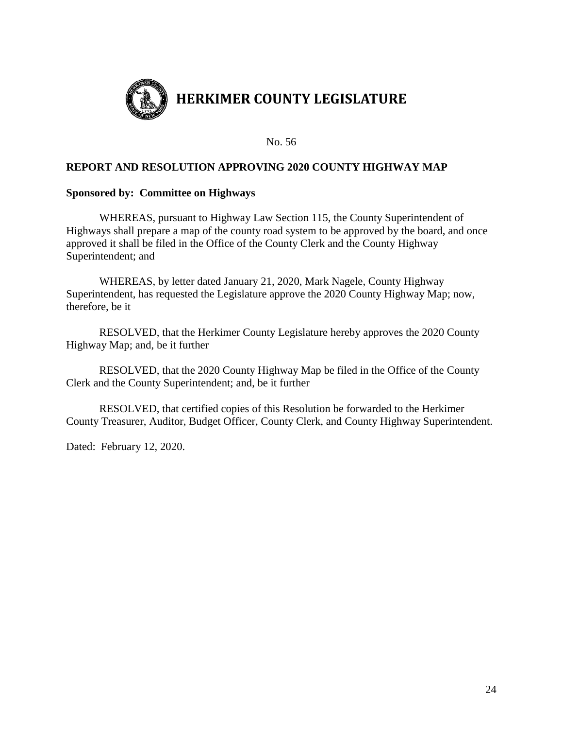# HERKIMER COUNTY LEGISLATURE

No. 56

## REPORT AND RESOLUTION APPROVING 2020 COUNTY HIGHWAY MAP

**Sponsored by: Committee on Highways**

WHEREAS, pursuant to Highway Law Section 115, the County Superintendent of Highways shall prepare a map of the county road system to be approved by the board, and once approved it shall be filed in the Office of the County Clerk and the County Highway Superintendent; and

WHEREAS, by letter dated January 21, 2020, Mark Nagele, County Highway Superintendent, has requested the Legislature approve the 2020 County Highway Map; now, therefore, be it

RESOLVED, that the Herkimer County Legislature hereby approves the 2020 County Highway Map; and, be it further

RESOLVED, that the 2020 County Highway Map be filed in the Office of the County Clerk and the County Superintendent; and, be it further

RESOLVED, that certified copies of this Resolution be forwarded to the Herkimer County Treasurer, Auditor, Budget Officer, County Clerk, and County Highway Superintendent.

Dated: February 12, 2020.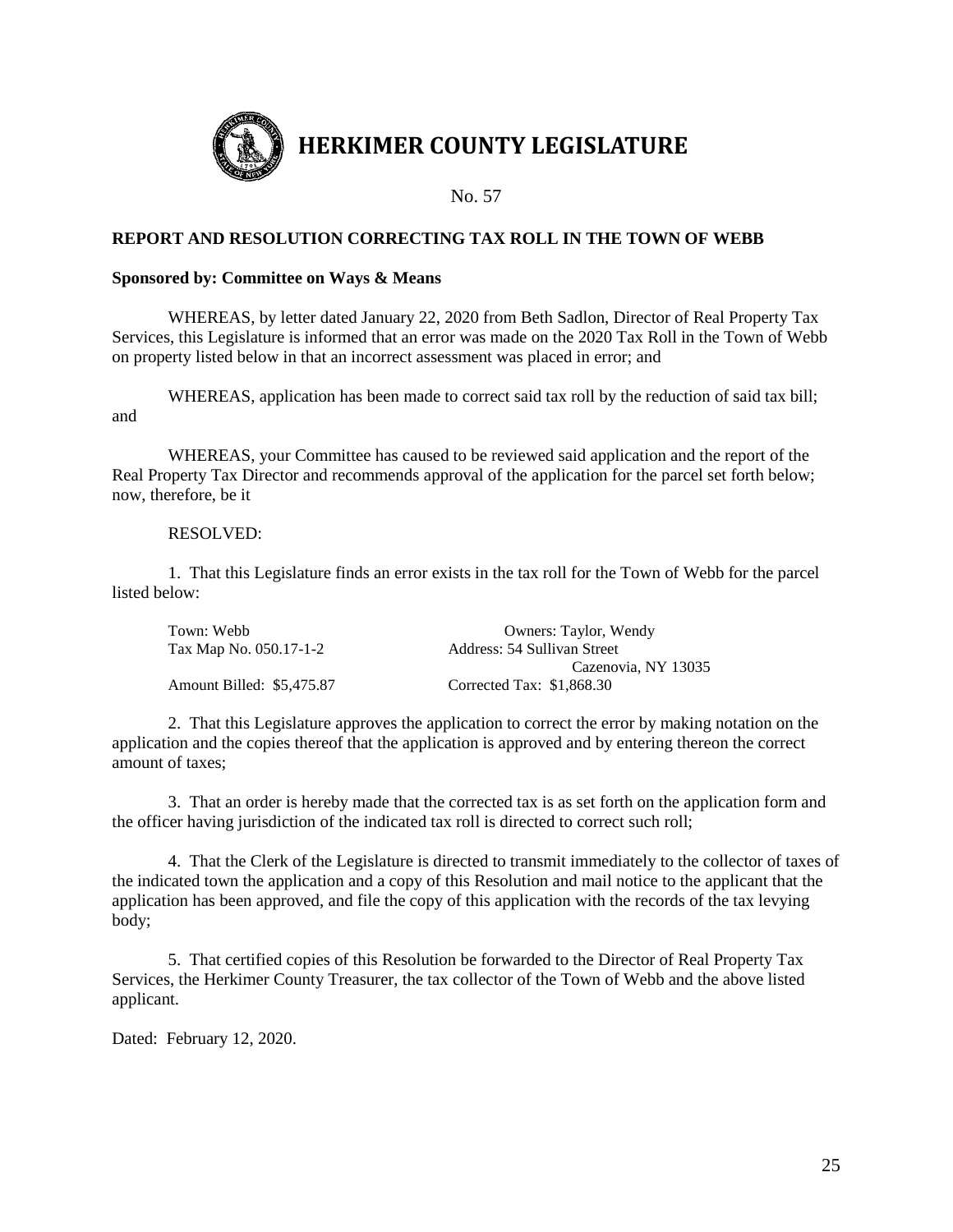# HERKIMER COUNTY LEGISLATURE

No. 57

**REPORT AND RESOLUTION CORRECTING TAX ROLL IN THE TOWN OF WEBB**

**Sponsored by: Committee on Ways & Means**

WHEREAS, by letter dated January 22, 2020 from Beth Sadlon, Director of Real Property Tax Services, this Legislature is informed that an error was made on the 2020 Tax Roll in the Town of Webb on property listed below in that an incorrect assessment was placed in error; and

WHEREAS, application has been made to correct said tax roll by the reduction of said tax bill; and

WHEREAS, your Committee has caused to be reviewed said application and the report of the Real Property Tax Director and recommends approval of the application for the parcel set forth below; now, therefore, be it

RESOLVED:

1. That this Legislature finds an error exists in the tax roll for the Town of Webb for the parcel listed below:

Town: Webb
Tax Map No. 050.17-1-2
Amount Billed: $5,475.87

Owners: Taylor, Wendy
Address: 54 Sullivan Street
Cazenovia, NY 13035
Corrected Tax: $1,868.30

2. That this Legislature approves the application to correct the error by making notation on the application and the copies thereof that the application is approved and by entering thereon the correct amount of taxes;

3. That an order is hereby made that the corrected tax is as set forth on the application form and the officer having jurisdiction of the indicated tax roll is directed to correct such roll;

4. That the Clerk of the Legislature is directed to transmit immediately to the collector of taxes of the indicated town the application and a copy of this Resolution and mail notice to the applicant that the application has been approved, and file the copy of this application with the records of the tax levying body;

5. That certified copies of this Resolution be forwarded to the Director of Real Property Tax Services, the Herkimer County Treasurer, the tax collector of the Town of Webb and the above listed applicant.

Dated: February 12, 2020.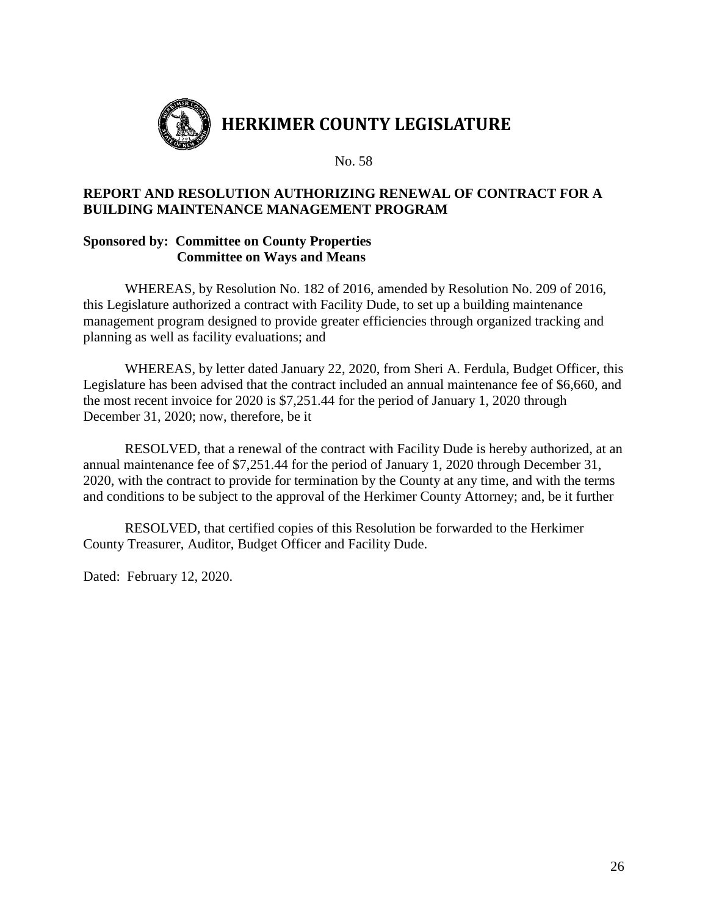# HERKIMER COUNTY LEGISLATURE

No. 58

**REPORT AND RESOLUTION AUTHORIZING RENEWAL OF CONTRACT FOR A BUILDING MAINTENANCE MANAGEMENT PROGRAM**

**Sponsored by: Committee on County Properties**
**Committee on Ways and Means**

WHEREAS, by Resolution No. 182 of 2016, amended by Resolution No. 209 of 2016, this Legislature authorized a contract with Facility Dude, to set up a building maintenance management program designed to provide greater efficiencies through organized tracking and planning as well as facility evaluations; and

WHEREAS, by letter dated January 22, 2020, from Sheri A. Ferdula, Budget Officer, this Legislature has been advised that the contract included an annual maintenance fee of $6,660, and the most recent invoice for 2020 is $7,251.44 for the period of January 1, 2020 through December 31, 2020; now, therefore, be it

RESOLVED, that a renewal of the contract with Facility Dude is hereby authorized, at an annual maintenance fee of $7,251.44 for the period of January 1, 2020 through December 31, 2020, with the contract to provide for termination by the County at any time, and with the terms and conditions to be subject to the approval of the Herkimer County Attorney; and, be it further

RESOLVED, that certified copies of this Resolution be forwarded to the Herkimer County Treasurer, Auditor, Budget Officer and Facility Dude.

Dated: February 12, 2020.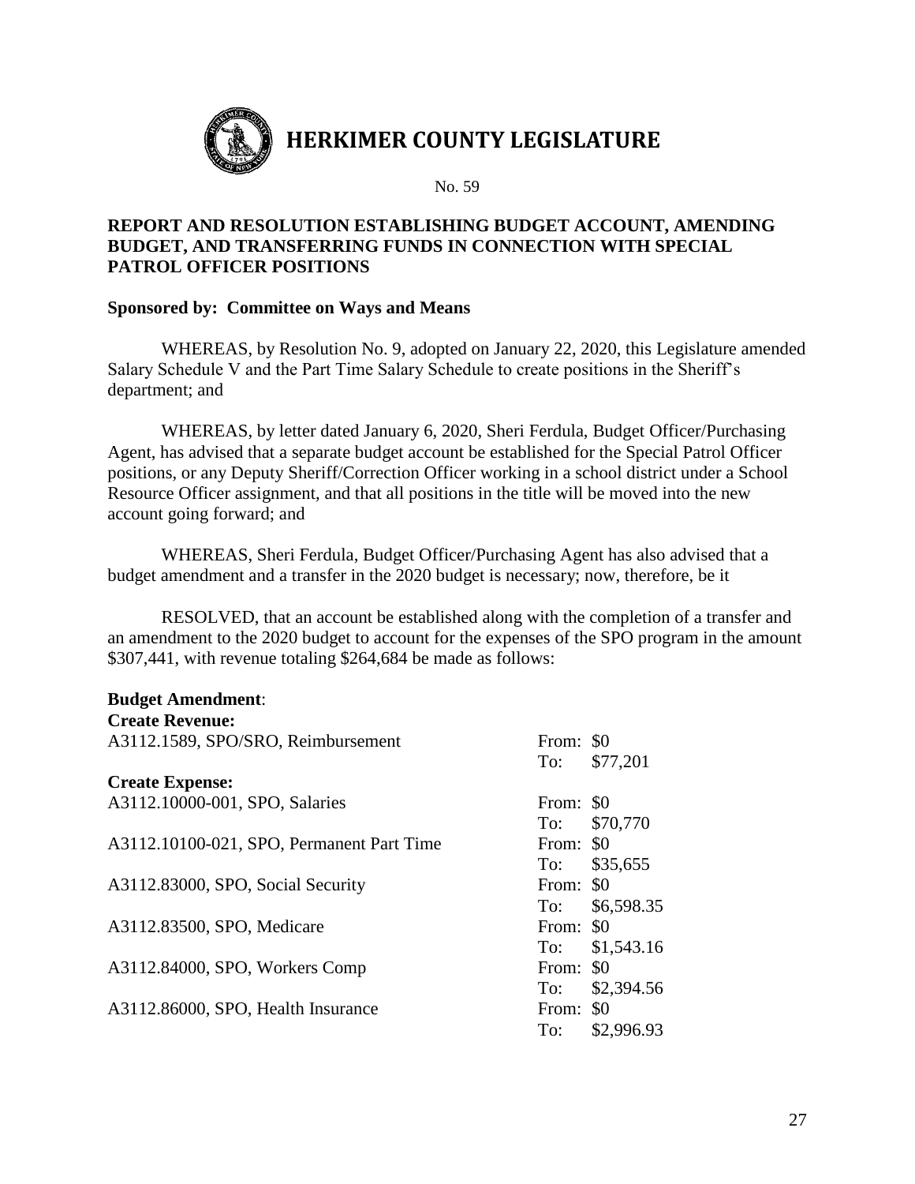# HERKIMER COUNTY LEGISLATURE

No. 59

## REPORT AND RESOLUTION ESTABLISHING BUDGET ACCOUNT, AMENDING BUDGET, AND TRANSFERRING FUNDS IN CONNECTION WITH SPECIAL PATROL OFFICER POSITIONS

**Sponsored by: Committee on Ways and Means**

WHEREAS, by Resolution No. 9, adopted on January 22, 2020, this Legislature amended Salary Schedule V and the Part Time Salary Schedule to create positions in the Sheriff's department; and

WHEREAS, by letter dated January 6, 2020, Sheri Ferdula, Budget Officer/Purchasing Agent, has advised that a separate budget account be established for the Special Patrol Officer positions, or any Deputy Sheriff/Correction Officer working in a school district under a School Resource Officer assignment, and that all positions in the title will be moved into the new account going forward; and

WHEREAS, Sheri Ferdula, Budget Officer/Purchasing Agent has also advised that a budget amendment and a transfer in the 2020 budget is necessary; now, therefore, be it

RESOLVED, that an account be established along with the completion of a transfer and an amendment to the 2020 budget to account for the expenses of the SPO program in the amount $307,441, with revenue totaling $264,684 be made as follows:

**Budget Amendment**:

**Create Revenue:**

| | | |
|---|---|---|
| A3112.1589, SPO/SRO, Reimbursement | From: | $0 |
| | To: | $77,201 |

**Create Expense:**

| | | |
|---|---|---|
| A3112.10000-001, SPO, Salaries | From: | $0 |
| | To: | $70,770 |
| A3112.10100-021, SPO, Permanent Part Time | From: | $0 |
| | To: | $35,655 |
| A3112.83000, SPO, Social Security | From: | $0 |
| | To: | $6,598.35 |
| A3112.83500, SPO, Medicare | From: | $0 |
| | To: | $1,543.16 |
| A3112.84000, SPO, Workers Comp | From: | $0 |
| | To: | $2,394.56 |
| A3112.86000, SPO, Health Insurance | From: | $0 |
| | To: | $2,996.93 |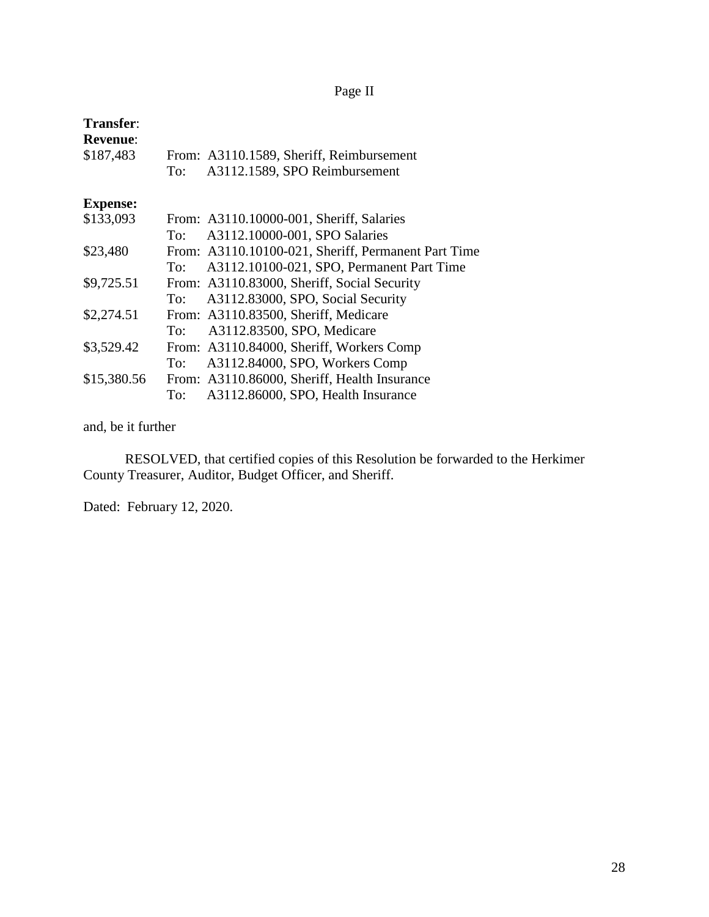Page II

**Transfer**:
**Revenue**:

| | | |
|---|---|---|
| $187,483 | From: | A3110.1589, Sheriff, Reimbursement |
| | To: | A3112.1589, SPO Reimbursement |

**Expense:**

| | | |
|---|---|---|
| $133,093 | From: | A3110.10000-001, Sheriff, Salaries |
| | To: | A3112.10000-001, SPO Salaries |
| $23,480 | From: | A3110.10100-021, Sheriff, Permanent Part Time |
| | To: | A3112.10100-021, SPO, Permanent Part Time |
| $9,725.51 | From: | A3110.83000, Sheriff, Social Security |
| | To: | A3112.83000, SPO, Social Security |
| $2,274.51 | From: | A3110.83500, Sheriff, Medicare |
| | To: | A3112.83500, SPO, Medicare |
| $3,529.42 | From: | A3110.84000, Sheriff, Workers Comp |
| | To: | A3112.84000, SPO, Workers Comp |
| $15,380.56 | From: | A3110.86000, Sheriff, Health Insurance |
| | To: | A3112.86000, SPO, Health Insurance |

and, be it further

RESOLVED, that certified copies of this Resolution be forwarded to the Herkimer County Treasurer, Auditor, Budget Officer, and Sheriff.

Dated: February 12, 2020.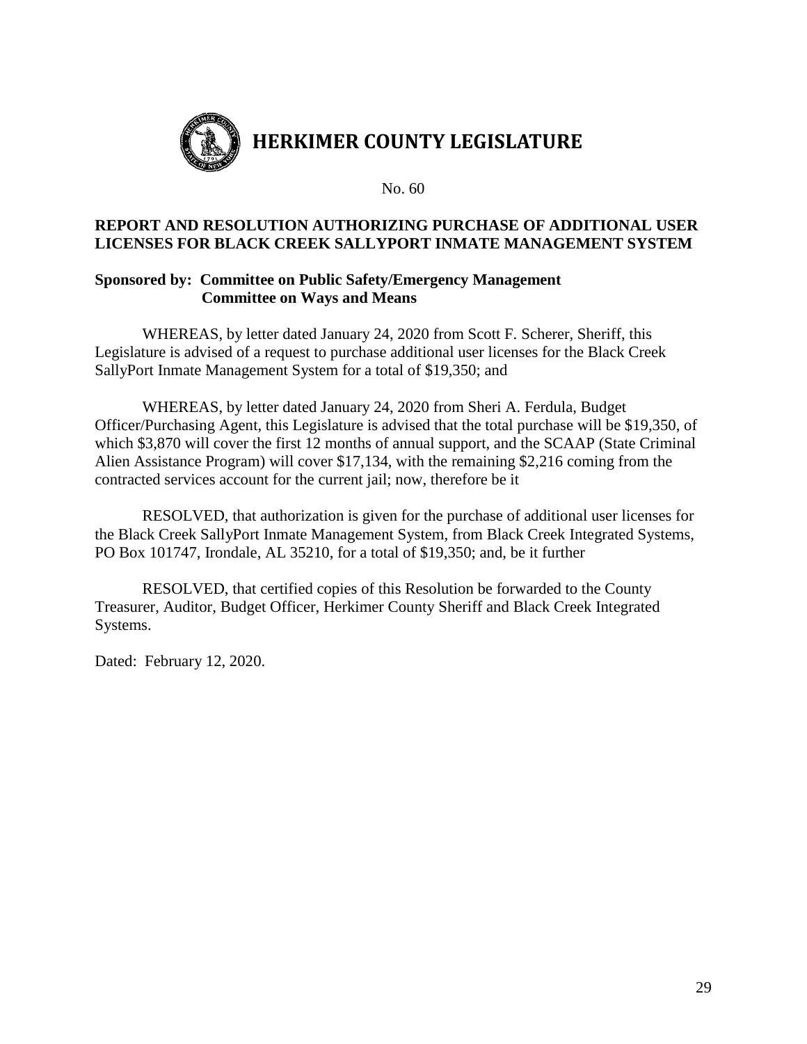# HERKIMER COUNTY LEGISLATURE

No. 60

**REPORT AND RESOLUTION AUTHORIZING PURCHASE OF ADDITIONAL USER LICENSES FOR BLACK CREEK SALLYPORT INMATE MANAGEMENT SYSTEM**

**Sponsored by: Committee on Public Safety/Emergency Management**
**Committee on Ways and Means**

WHEREAS, by letter dated January 24, 2020 from Scott F. Scherer, Sheriff, this Legislature is advised of a request to purchase additional user licenses for the Black Creek SallyPort Inmate Management System for a total of $19,350; and

WHEREAS, by letter dated January 24, 2020 from Sheri A. Ferdula, Budget Officer/Purchasing Agent, this Legislature is advised that the total purchase will be $19,350, of which $3,870 will cover the first 12 months of annual support, and the SCAAP (State Criminal Alien Assistance Program) will cover $17,134, with the remaining $2,216 coming from the contracted services account for the current jail; now, therefore be it

RESOLVED, that authorization is given for the purchase of additional user licenses for the Black Creek SallyPort Inmate Management System, from Black Creek Integrated Systems, PO Box 101747, Irondale, AL 35210, for a total of $19,350; and, be it further

RESOLVED, that certified copies of this Resolution be forwarded to the County Treasurer, Auditor, Budget Officer, Herkimer County Sheriff and Black Creek Integrated Systems.

Dated: February 12, 2020.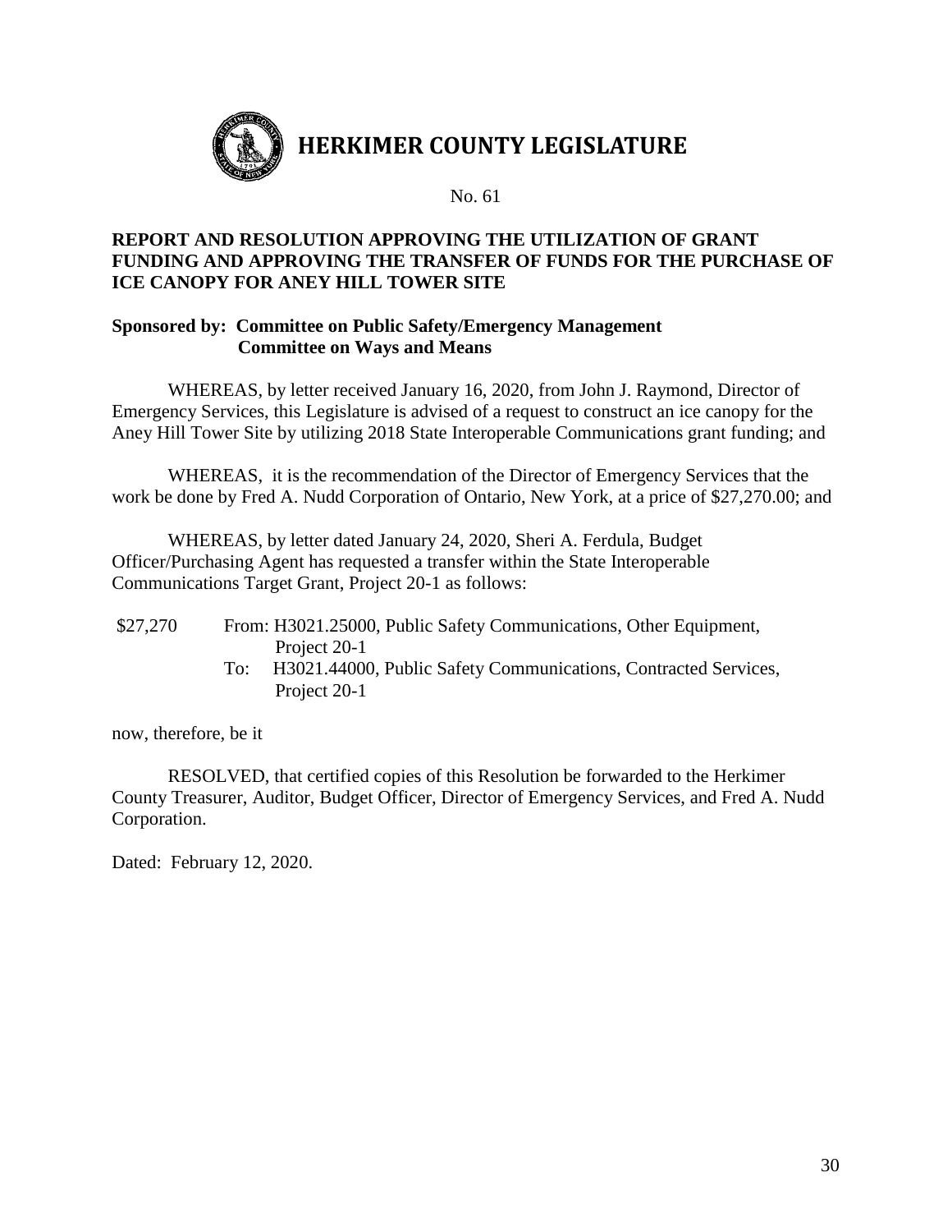# HERKIMER COUNTY LEGISLATURE

No. 61

**REPORT AND RESOLUTION APPROVING THE UTILIZATION OF GRANT FUNDING AND APPROVING THE TRANSFER OF FUNDS FOR THE PURCHASE OF ICE CANOPY FOR ANEY HILL TOWER SITE**

**Sponsored by: Committee on Public Safety/Emergency Management**
**Committee on Ways and Means**

WHEREAS, by letter received January 16, 2020, from John J. Raymond, Director of Emergency Services, this Legislature is advised of a request to construct an ice canopy for the Aney Hill Tower Site by utilizing 2018 State Interoperable Communications grant funding; and

WHEREAS, it is the recommendation of the Director of Emergency Services that the work be done by Fred A. Nudd Corporation of Ontario, New York, at a price of $27,270.00; and

WHEREAS, by letter dated January 24, 2020, Sheri A. Ferdula, Budget Officer/Purchasing Agent has requested a transfer within the State Interoperable Communications Target Grant, Project 20-1 as follows:

$27,270 From: H3021.25000, Public Safety Communications, Other Equipment, Project 20-1
To: H3021.44000, Public Safety Communications, Contracted Services, Project 20-1

now, therefore, be it

RESOLVED, that certified copies of this Resolution be forwarded to the Herkimer County Treasurer, Auditor, Budget Officer, Director of Emergency Services, and Fred A. Nudd Corporation.

Dated: February 12, 2020.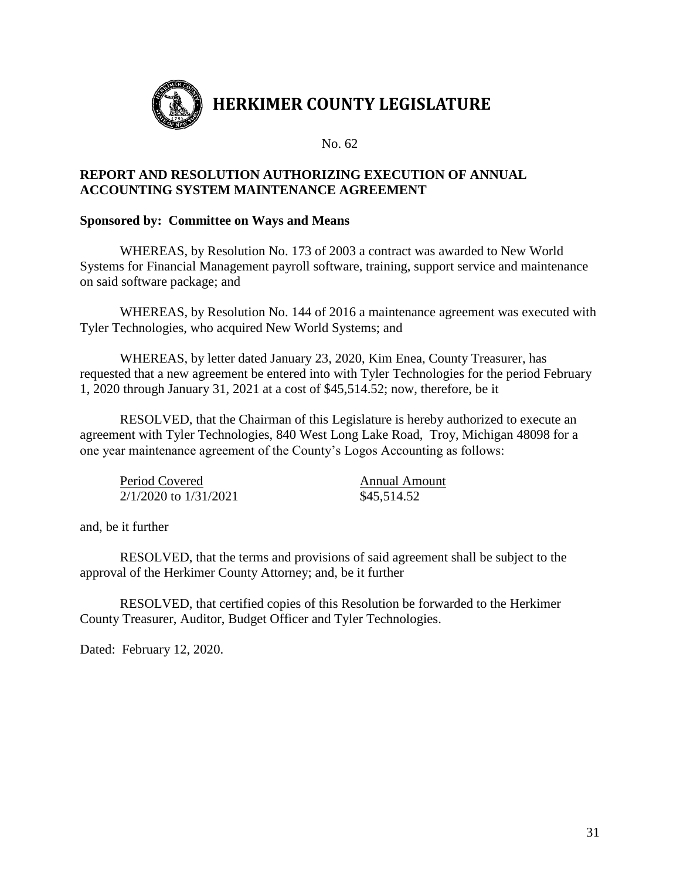# HERKIMER COUNTY LEGISLATURE

No. 62

**REPORT AND RESOLUTION AUTHORIZING EXECUTION OF ANNUAL ACCOUNTING SYSTEM MAINTENANCE AGREEMENT**

**Sponsored by: Committee on Ways and Means**

WHEREAS, by Resolution No. 173 of 2003 a contract was awarded to New World Systems for Financial Management payroll software, training, support service and maintenance on said software package; and

WHEREAS, by Resolution No. 144 of 2016 a maintenance agreement was executed with Tyler Technologies, who acquired New World Systems; and

WHEREAS, by letter dated January 23, 2020, Kim Enea, County Treasurer, has requested that a new agreement be entered into with Tyler Technologies for the period February 1, 2020 through January 31, 2021 at a cost of $45,514.52; now, therefore, be it

RESOLVED, that the Chairman of this Legislature is hereby authorized to execute an agreement with Tyler Technologies, 840 West Long Lake Road, Troy, Michigan 48098 for a one year maintenance agreement of the County's Logos Accounting as follows:

| Period Covered | Annual Amount |
|---|---|
| 2/1/2020 to 1/31/2021 | $45,514.52 |

and, be it further

RESOLVED, that the terms and provisions of said agreement shall be subject to the approval of the Herkimer County Attorney; and, be it further

RESOLVED, that certified copies of this Resolution be forwarded to the Herkimer County Treasurer, Auditor, Budget Officer and Tyler Technologies.

Dated: February 12, 2020.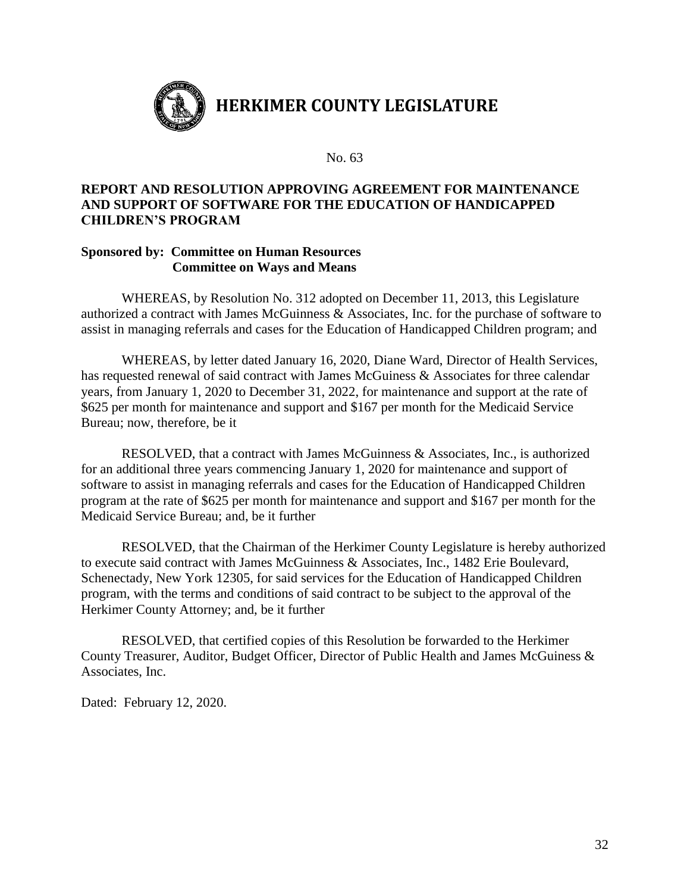# HERKIMER COUNTY LEGISLATURE

No. 63

**REPORT AND RESOLUTION APPROVING AGREEMENT FOR MAINTENANCE AND SUPPORT OF SOFTWARE FOR THE EDUCATION OF HANDICAPPED CHILDREN'S PROGRAM**

**Sponsored by: Committee on Human Resources**
**Committee on Ways and Means**

WHEREAS, by Resolution No. 312 adopted on December 11, 2013, this Legislature authorized a contract with James McGuinness & Associates, Inc. for the purchase of software to assist in managing referrals and cases for the Education of Handicapped Children program; and

WHEREAS, by letter dated January 16, 2020, Diane Ward, Director of Health Services, has requested renewal of said contract with James McGuiness & Associates for three calendar years, from January 1, 2020 to December 31, 2022, for maintenance and support at the rate of $625 per month for maintenance and support and $167 per month for the Medicaid Service Bureau; now, therefore, be it

RESOLVED, that a contract with James McGuinness & Associates, Inc., is authorized for an additional three years commencing January 1, 2020 for maintenance and support of software to assist in managing referrals and cases for the Education of Handicapped Children program at the rate of $625 per month for maintenance and support and $167 per month for the Medicaid Service Bureau; and, be it further

RESOLVED, that the Chairman of the Herkimer County Legislature is hereby authorized to execute said contract with James McGuinness & Associates, Inc., 1482 Erie Boulevard, Schenectady, New York 12305, for said services for the Education of Handicapped Children program, with the terms and conditions of said contract to be subject to the approval of the Herkimer County Attorney; and, be it further

RESOLVED, that certified copies of this Resolution be forwarded to the Herkimer County Treasurer, Auditor, Budget Officer, Director of Public Health and James McGuiness & Associates, Inc.

Dated: February 12, 2020.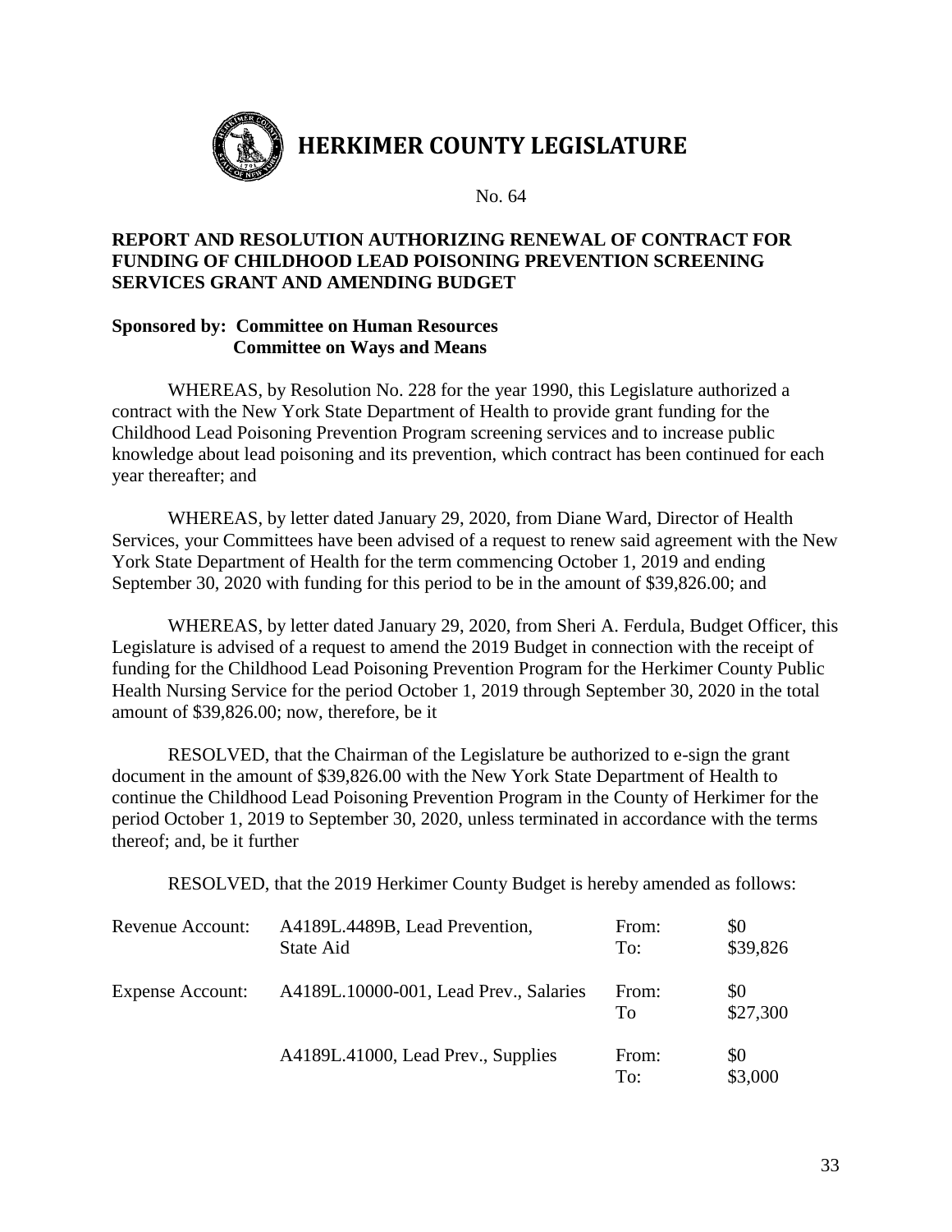# HERKIMER COUNTY LEGISLATURE

No. 64

**REPORT AND RESOLUTION AUTHORIZING RENEWAL OF CONTRACT FOR FUNDING OF CHILDHOOD LEAD POISONING PREVENTION SCREENING SERVICES GRANT AND AMENDING BUDGET**

**Sponsored by: Committee on Human Resources**
**Committee on Ways and Means**

WHEREAS, by Resolution No. 228 for the year 1990, this Legislature authorized a contract with the New York State Department of Health to provide grant funding for the Childhood Lead Poisoning Prevention Program screening services and to increase public knowledge about lead poisoning and its prevention, which contract has been continued for each year thereafter; and

WHEREAS, by letter dated January 29, 2020, from Diane Ward, Director of Health Services, your Committees have been advised of a request to renew said agreement with the New York State Department of Health for the term commencing October 1, 2019 and ending September 30, 2020 with funding for this period to be in the amount of $39,826.00; and

WHEREAS, by letter dated January 29, 2020, from Sheri A. Ferdula, Budget Officer, this Legislature is advised of a request to amend the 2019 Budget in connection with the receipt of funding for the Childhood Lead Poisoning Prevention Program for the Herkimer County Public Health Nursing Service for the period October 1, 2019 through September 30, 2020 in the total amount of $39,826.00; now, therefore, be it

RESOLVED, that the Chairman of the Legislature be authorized to e-sign the grant document in the amount of $39,826.00 with the New York State Department of Health to continue the Childhood Lead Poisoning Prevention Program in the County of Herkimer for the period October 1, 2019 to September 30, 2020, unless terminated in accordance with the terms thereof; and, be it further

RESOLVED, that the 2019 Herkimer County Budget is hereby amended as follows:

| | | | |
|---|---|---|---|
| Revenue Account: | A4189L.4489B, Lead Prevention, State Aid | From:<br>To: | $0<br>$39,826 |
| Expense Account: | A4189L.10000-001, Lead Prev., Salaries | From:<br>To | $0<br>$27,300 |
| | A4189L.41000, Lead Prev., Supplies | From:<br>To: | $0<br>$3,000 |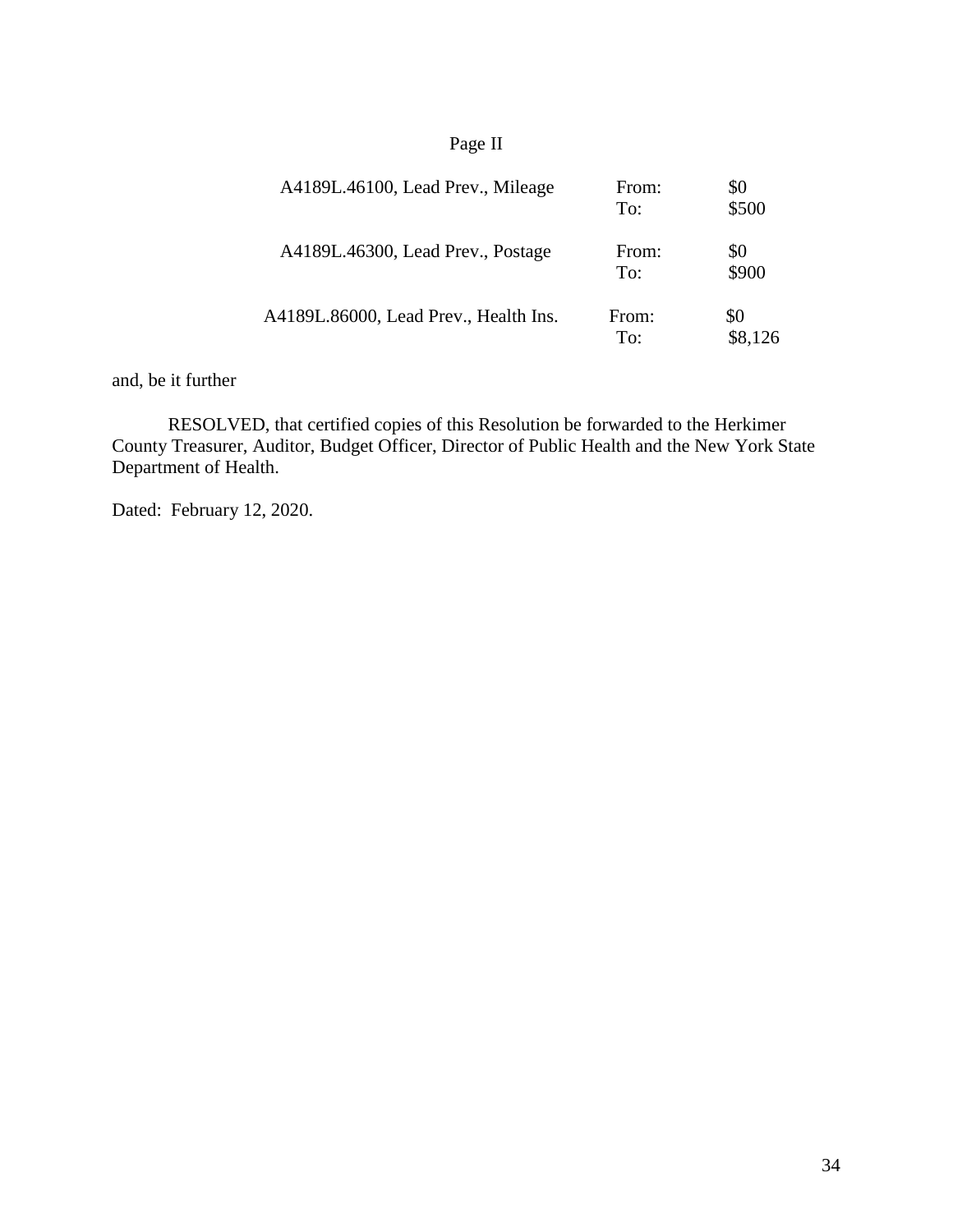Page II

| | | |
|---|---|---|
| A4189L.46100, Lead Prev., Mileage | From: | \$0 |
| | To: | \$500 |
| A4189L.46300, Lead Prev., Postage | From: | \$0 |
| | To: | \$900 |
| A4189L.86000, Lead Prev., Health Ins. | From: | \$0 |
| | To: | \$8,126 |

and, be it further

RESOLVED, that certified copies of this Resolution be forwarded to the Herkimer County Treasurer, Auditor, Budget Officer, Director of Public Health and the New York State Department of Health.

Dated: February 12, 2020.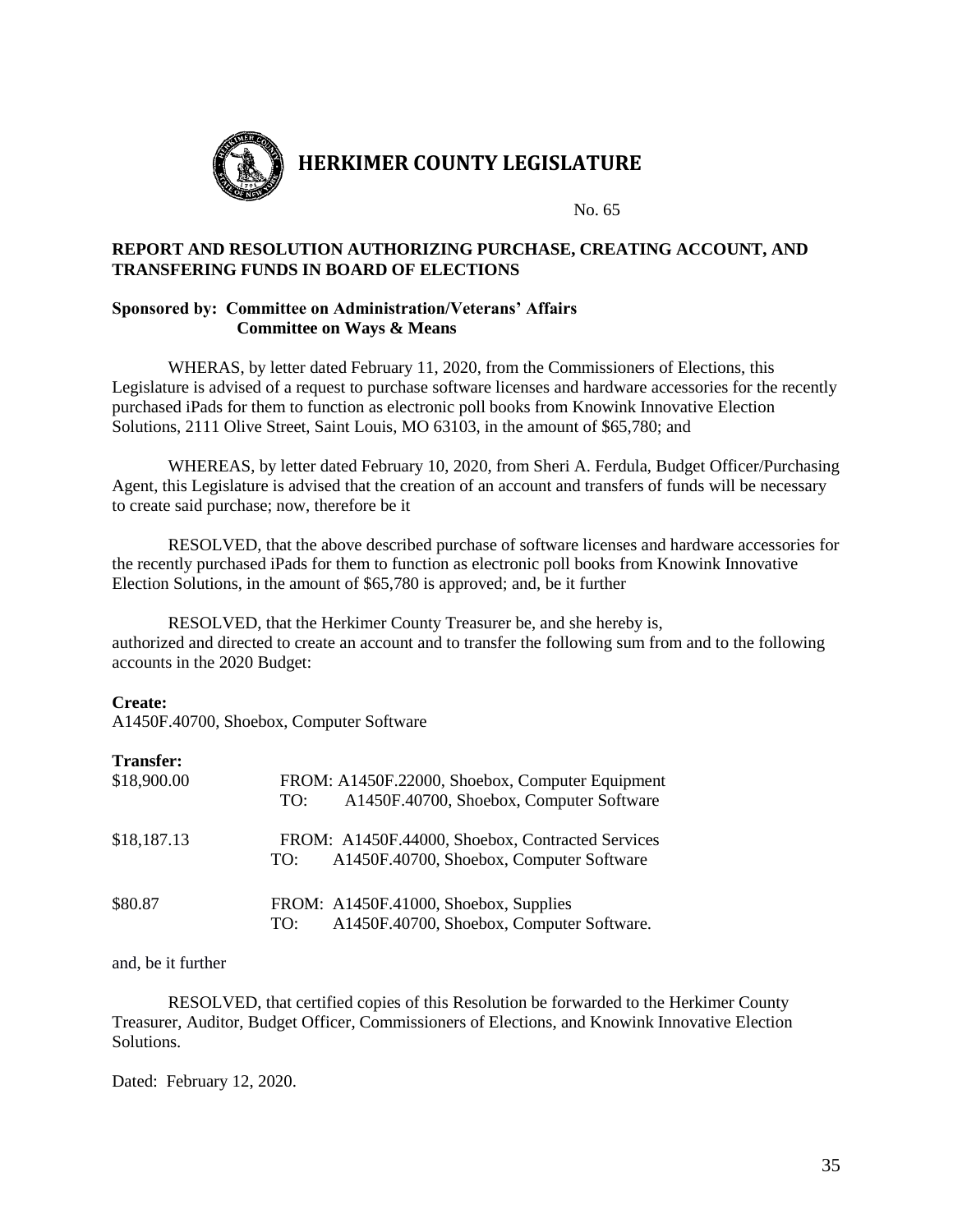# HERKIMER COUNTY LEGISLATURE

No. 65

**REPORT AND RESOLUTION AUTHORIZING PURCHASE, CREATING ACCOUNT, AND TRANSFERING FUNDS IN BOARD OF ELECTIONS**

**Sponsored by: Committee on Administration/Veterans' Affairs**
**Committee on Ways & Means**

WHERAS, by letter dated February 11, 2020, from the Commissioners of Elections, this Legislature is advised of a request to purchase software licenses and hardware accessories for the recently purchased iPads for them to function as electronic poll books from Knowink Innovative Election Solutions, 2111 Olive Street, Saint Louis, MO 63103, in the amount of $65,780; and

WHEREAS, by letter dated February 10, 2020, from Sheri A. Ferdula, Budget Officer/Purchasing Agent, this Legislature is advised that the creation of an account and transfers of funds will be necessary to create said purchase; now, therefore be it

RESOLVED, that the above described purchase of software licenses and hardware accessories for the recently purchased iPads for them to function as electronic poll books from Knowink Innovative Election Solutions, in the amount of $65,780 is approved; and, be it further

RESOLVED, that the Herkimer County Treasurer be, and she hereby is, authorized and directed to create an account and to transfer the following sum from and to the following accounts in the 2020 Budget:

**Create:**
A1450F.40700, Shoebox, Computer Software

**Transfer:**

$18,900.00 FROM: A1450F.22000, Shoebox, Computer Equipment
TO: A1450F.40700, Shoebox, Computer Software

$18,187.13 FROM: A1450F.44000, Shoebox, Contracted Services
TO: A1450F.40700, Shoebox, Computer Software

$80.87 FROM: A1450F.41000, Shoebox, Supplies
TO: A1450F.40700, Shoebox, Computer Software.

and, be it further

RESOLVED, that certified copies of this Resolution be forwarded to the Herkimer County Treasurer, Auditor, Budget Officer, Commissioners of Elections, and Knowink Innovative Election Solutions.

Dated: February 12, 2020.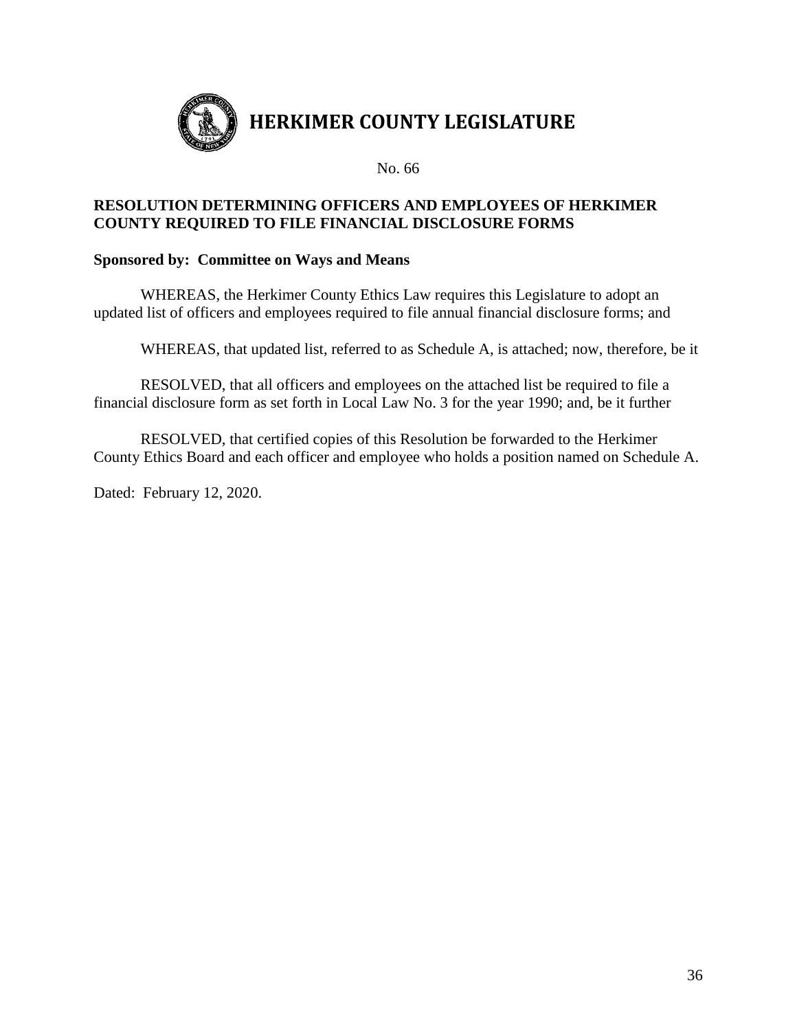# HERKIMER COUNTY LEGISLATURE

No. 66

**RESOLUTION DETERMINING OFFICERS AND EMPLOYEES OF HERKIMER COUNTY REQUIRED TO FILE FINANCIAL DISCLOSURE FORMS**

**Sponsored by: Committee on Ways and Means**

WHEREAS, the Herkimer County Ethics Law requires this Legislature to adopt an updated list of officers and employees required to file annual financial disclosure forms; and

WHEREAS, that updated list, referred to as Schedule A, is attached; now, therefore, be it

RESOLVED, that all officers and employees on the attached list be required to file a financial disclosure form as set forth in Local Law No. 3 for the year 1990; and, be it further

RESOLVED, that certified copies of this Resolution be forwarded to the Herkimer County Ethics Board and each officer and employee who holds a position named on Schedule A.

Dated: February 12, 2020.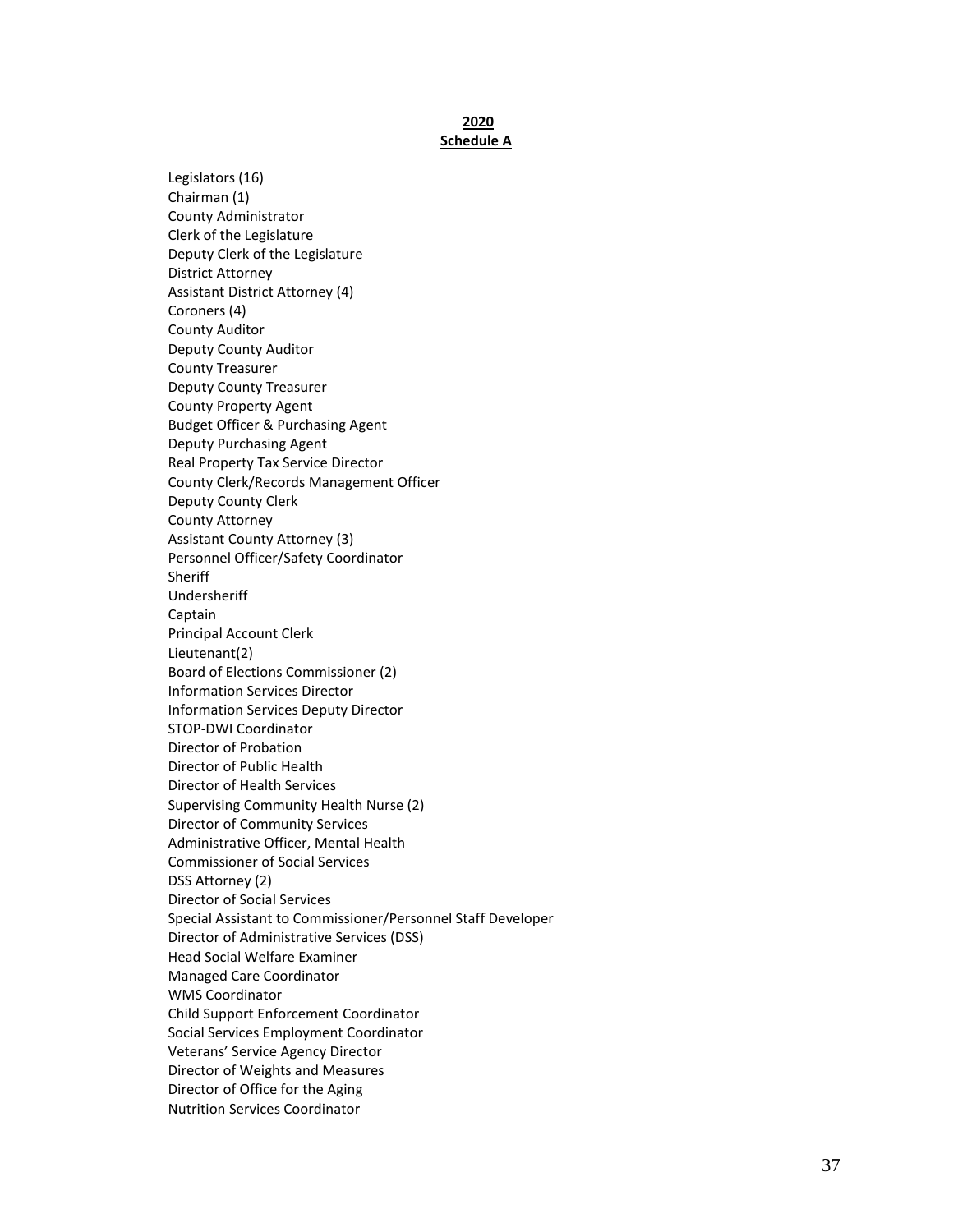**2020**
**Schedule A**

Legislators (16)
Chairman (1)
County Administrator
Clerk of the Legislature
Deputy Clerk of the Legislature
District Attorney
Assistant District Attorney (4)
Coroners (4)
County Auditor
Deputy County Auditor
County Treasurer
Deputy County Treasurer
County Property Agent
Budget Officer & Purchasing Agent
Deputy Purchasing Agent
Real Property Tax Service Director
County Clerk/Records Management Officer
Deputy County Clerk
County Attorney
Assistant County Attorney (3)
Personnel Officer/Safety Coordinator
Sheriff
Undersheriff
Captain
Principal Account Clerk
Lieutenant(2)
Board of Elections Commissioner (2)
Information Services Director
Information Services Deputy Director
STOP-DWI Coordinator
Director of Probation
Director of Public Health
Director of Health Services
Supervising Community Health Nurse (2)
Director of Community Services
Administrative Officer, Mental Health
Commissioner of Social Services
DSS Attorney (2)
Director of Social Services
Special Assistant to Commissioner/Personnel Staff Developer
Director of Administrative Services (DSS)
Head Social Welfare Examiner
Managed Care Coordinator
WMS Coordinator
Child Support Enforcement Coordinator
Social Services Employment Coordinator
Veterans' Service Agency Director
Director of Weights and Measures
Director of Office for the Aging
Nutrition Services Coordinator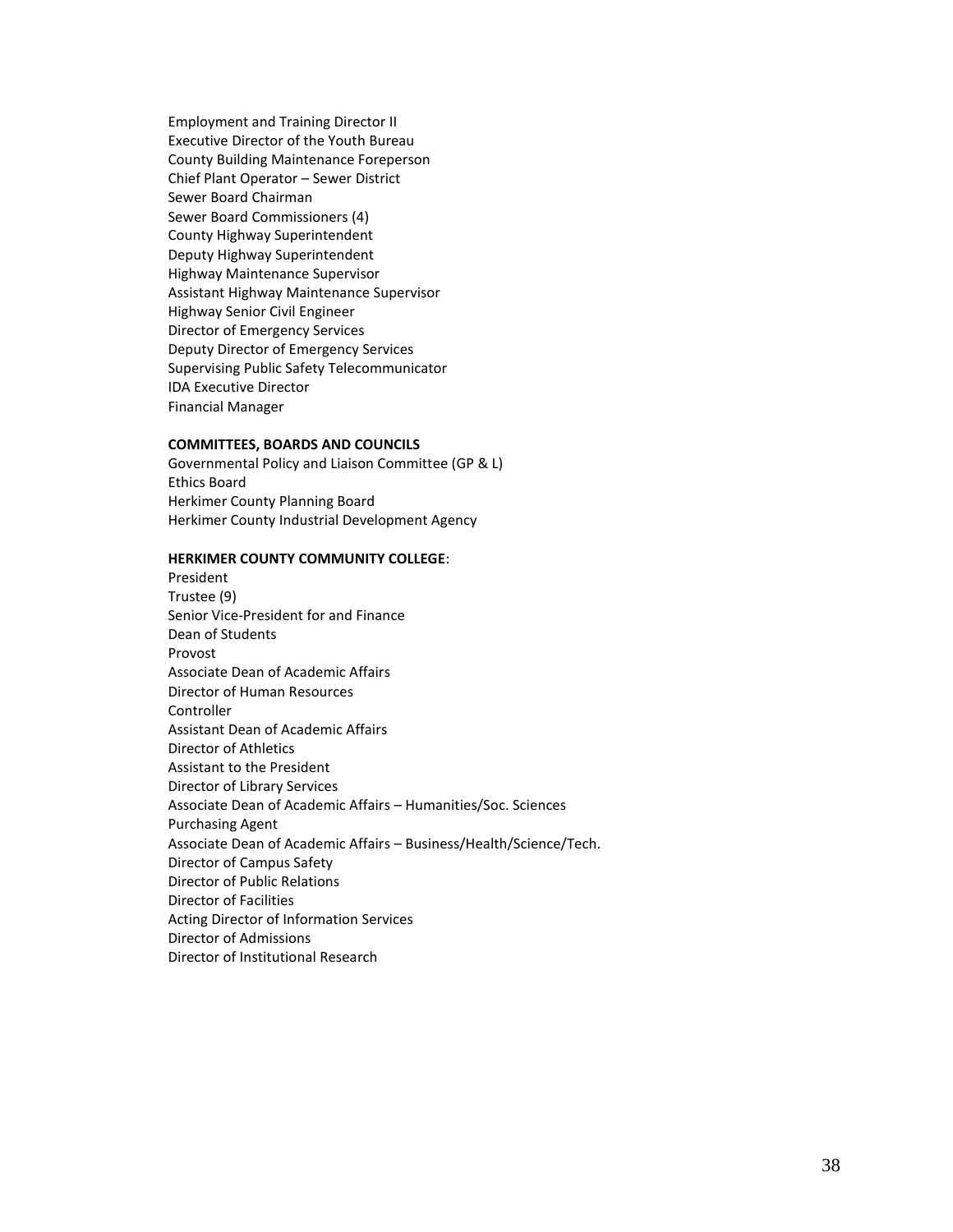Employment and Training Director II
Executive Director of the Youth Bureau
County Building Maintenance Foreperson
Chief Plant Operator – Sewer District
Sewer Board Chairman
Sewer Board Commissioners (4)
County Highway Superintendent
Deputy Highway Superintendent
Highway Maintenance Supervisor
Assistant Highway Maintenance Supervisor
Highway Senior Civil Engineer
Director of Emergency Services
Deputy Director of Emergency Services
Supervising Public Safety Telecommunicator
IDA Executive Director
Financial Manager

**COMMITTEES, BOARDS AND COUNCILS**
Governmental Policy and Liaison Committee (GP & L)
Ethics Board
Herkimer County Planning Board
Herkimer County Industrial Development Agency

**HERKIMER COUNTY COMMUNITY COLLEGE**:
President
Trustee (9)
Senior Vice-President for and Finance
Dean of Students
Provost
Associate Dean of Academic Affairs
Director of Human Resources
Controller
Assistant Dean of Academic Affairs
Director of Athletics
Assistant to the President
Director of Library Services
Associate Dean of Academic Affairs – Humanities/Soc. Sciences
Purchasing Agent
Associate Dean of Academic Affairs – Business/Health/Science/Tech.
Director of Campus Safety
Director of Public Relations
Director of Facilities
Acting Director of Information Services
Director of Admissions
Director of Institutional Research